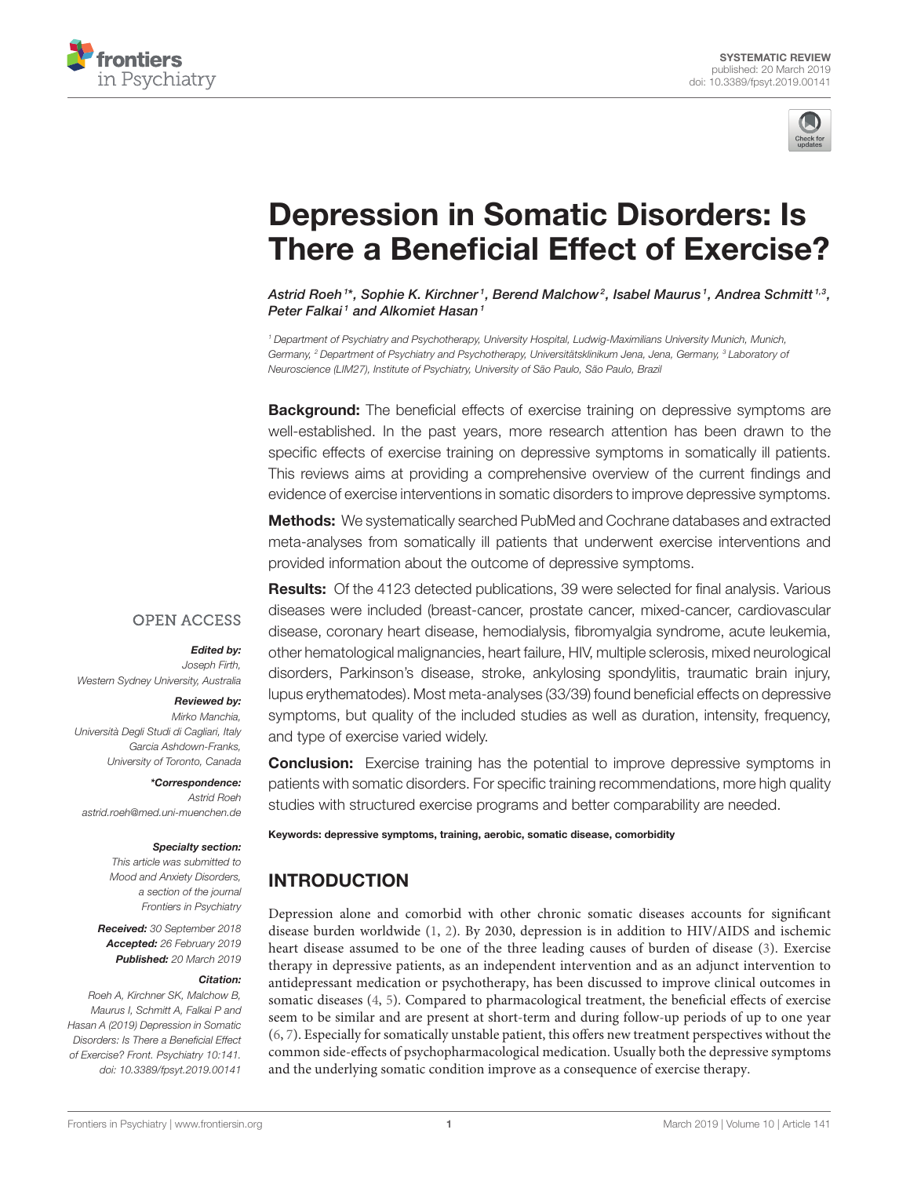SYSTEMATIC REVIEW
published: 20 March 2019
doi: 10.3389/fpsyt.2019.00141

# Depression in Somatic Disorders: Is There a Beneficial Effect of Exercise?

Astrid Roeh[1]*, Sophie K. Kirchner[1], Berend Malchow[2], Isabel Maurus[1], Andrea Schmitt[1,3], Peter Falkai[1] and Alkomiet Hasan[1]

[1] Department of Psychiatry and Psychotherapy, University Hospital, Ludwig-Maximilians University Munich, Munich, Germany, [2] Department of Psychiatry and Psychotherapy, Universitätsklinikum Jena, Jena, Germany, [3] Laboratory of Neuroscience (LIM27), Institute of Psychiatry, University of São Paulo, São Paulo, Brazil

**Background:** The beneficial effects of exercise training on depressive symptoms are well-established. In the past years, more research attention has been drawn to the specific effects of exercise training on depressive symptoms in somatically ill patients. This reviews aims at providing a comprehensive overview of the current findings and evidence of exercise interventions in somatic disorders to improve depressive symptoms.

**Methods:** We systematically searched PubMed and Cochrane databases and extracted meta-analyses from somatically ill patients that underwent exercise interventions and provided information about the outcome of depressive symptoms.

**Results:** Of the 4123 detected publications, 39 were selected for final analysis. Various diseases were included (breast-cancer, prostate cancer, mixed-cancer, cardiovascular disease, coronary heart disease, hemodialysis, fibromyalgia syndrome, acute leukemia, other hematological malignancies, heart failure, HIV, multiple sclerosis, mixed neurological disorders, Parkinson's disease, stroke, ankylosing spondylitis, traumatic brain injury, lupus erythematodes). Most meta-analyses (33/39) found beneficial effects on depressive symptoms, but quality of the included studies as well as duration, intensity, frequency, and type of exercise varied widely.

**Conclusion:** Exercise training has the potential to improve depressive symptoms in patients with somatic disorders. For specific training recommendations, more high quality studies with structured exercise programs and better comparability are needed.

**Keywords:** depressive symptoms, training, aerobic, somatic disease, comorbidity

OPEN ACCESS

*Edited by:*
Joseph Firth,
Western Sydney University, Australia

*Reviewed by:*
Mirko Manchia,
Università Degli Studi di Cagliari, Italy
Garcia Ashdown-Franks,
University of Toronto, Canada

***Correspondence:***
Astrid Roeh
astrid.roeh@med.uni-muenchen.de

***Specialty section:***
This article was submitted to Mood and Anxiety Disorders, a section of the journal Frontiers in Psychiatry

***Received:*** 30 September 2018
***Accepted:*** 26 February 2019
***Published:*** 20 March 2019

***Citation:***
Roeh A, Kirchner SK, Malchow B, Maurus I, Schmitt A, Falkai P and Hasan A (2019) Depression in Somatic Disorders: Is There a Beneficial Effect of Exercise? Front. Psychiatry 10:141. doi: 10.3389/fpsyt.2019.00141

## INTRODUCTION

Depression alone and comorbid with other chronic somatic diseases accounts for significant disease burden worldwide (1, 2). By 2030, depression is in addition to HIV/AIDS and ischemic heart disease assumed to be one of the three leading causes of burden of disease (3). Exercise therapy in depressive patients, as an independent intervention and as an adjunct intervention to antidepressant medication or psychotherapy, has been discussed to improve clinical outcomes in somatic diseases (4, 5). Compared to pharmacological treatment, the beneficial effects of exercise seem to be similar and are present at short-term and during follow-up periods of up to one year (6, 7). Especially for somatically unstable patient, this offers new treatment perspectives without the common side-effects of psychopharmacological medication. Usually both the depressive symptoms and the underlying somatic condition improve as a consequence of exercise therapy.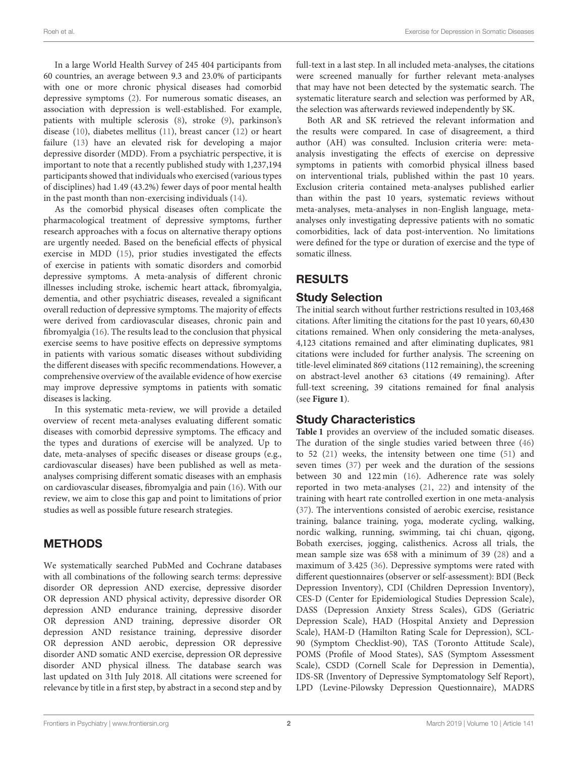In a large World Health Survey of 245 404 participants from 60 countries, an average between 9.3 and 23.0% of participants with one or more chronic physical diseases had comorbid depressive symptoms (2). For numerous somatic diseases, an association with depression is well-established. For example, patients with multiple sclerosis (8), stroke (9), parkinson's disease (10), diabetes mellitus (11), breast cancer (12) or heart failure (13) have an elevated risk for developing a major depressive disorder (MDD). From a psychiatric perspective, it is important to note that a recently published study with 1,237,194 participants showed that individuals who exercised (various types of disciplines) had 1.49 (43.2%) fewer days of poor mental health in the past month than non-exercising individuals (14).

As the comorbid physical diseases often complicate the pharmacological treatment of depressive symptoms, further research approaches with a focus on alternative therapy options are urgently needed. Based on the beneficial effects of physical exercise in MDD (15), prior studies investigated the effects of exercise in patients with somatic disorders and comorbid depressive symptoms. A meta-analysis of different chronic illnesses including stroke, ischemic heart attack, fibromyalgia, dementia, and other psychiatric diseases, revealed a significant overall reduction of depressive symptoms. The majority of effects were derived from cardiovascular diseases, chronic pain and fibromyalgia (16). The results lead to the conclusion that physical exercise seems to have positive effects on depressive symptoms in patients with various somatic diseases without subdividing the different diseases with specific recommendations. However, a comprehensive overview of the available evidence of how exercise may improve depressive symptoms in patients with somatic diseases is lacking.

In this systematic meta-review, we will provide a detailed overview of recent meta-analyses evaluating different somatic diseases with comorbid depressive symptoms. The efficacy and the types and durations of exercise will be analyzed. Up to date, meta-analyses of specific diseases or disease groups (e.g., cardiovascular diseases) have been published as well as meta-analyses comprising different somatic diseases with an emphasis on cardiovascular diseases, fibromyalgia and pain (16). With our review, we aim to close this gap and point to limitations of prior studies as well as possible future research strategies.

## METHODS

We systematically searched PubMed and Cochrane databases with all combinations of the following search terms: depressive disorder OR depression AND exercise, depressive disorder OR depression AND physical activity, depressive disorder OR depression AND endurance training, depressive disorder OR depression AND training, depressive disorder OR depression AND resistance training, depressive disorder OR depression AND aerobic, depression OR depressive disorder AND somatic AND exercise, depression OR depressive disorder AND physical illness. The database search was last updated on 31th July 2018. All citations were screened for relevance by title in a first step, by abstract in a second step and by full-text in a last step. In all included meta-analyses, the citations were screened manually for further relevant meta-analyses that may have not been detected by the systematic search. The systematic literature search and selection was performed by AR, the selection was afterwards reviewed independently by SK.

Both AR and SK retrieved the relevant information and the results were compared. In case of disagreement, a third author (AH) was consulted. Inclusion criteria were: meta-analysis investigating the effects of exercise on depressive symptoms in patients with comorbid physical illness based on interventional trials, published within the past 10 years. Exclusion criteria contained meta-analyses published earlier than within the past 10 years, systematic reviews without meta-analyses, meta-analyses in non-English language, meta-analyses only investigating depressive patients with no somatic comorbidities, lack of data post-intervention. No limitations were defined for the type or duration of exercise and the type of somatic illness.

## RESULTS

### Study Selection

The initial search without further restrictions resulted in 103,468 citations. After limiting the citations for the past 10 years, 60,430 citations remained. When only considering the meta-analyses, 4,123 citations remained and after eliminating duplicates, 981 citations were included for further analysis. The screening on title-level eliminated 869 citations (112 remaining), the screening on abstract-level another 63 citations (49 remaining). After full-text screening, 39 citations remained for final analysis (see **Figure 1**).

### Study Characteristics

**Table 1** provides an overview of the included somatic diseases. The duration of the single studies varied between three (46) to 52 (21) weeks, the intensity between one time (51) and seven times (37) per week and the duration of the sessions between 30 and 122 min (16). Adherence rate was solely reported in two meta-analyses (21, 22) and intensity of the training with heart rate controlled exertion in one meta-analysis (37). The interventions consisted of aerobic exercise, resistance training, balance training, yoga, moderate cycling, walking, nordic walking, running, swimming, tai chi chuan, qigong, Bobath exercises, jogging, calisthenics. Across all trials, the mean sample size was 658 with a minimum of 39 (28) and a maximum of 3.425 (36). Depressive symptoms were rated with different questionnaires (observer or self-assessment): BDI (Beck Depression Inventory), CDI (Children Depression Inventory), CES-D (Center for Epidemiological Studies Depression Scale), DASS (Depression Anxiety Stress Scales), GDS (Geriatric Depression Scale), HAD (Hospital Anxiety and Depression Scale), HAM-D (Hamilton Rating Scale for Depression), SCL-90 (Symptom Checklist-90), TAS (Toronto Attitude Scale), POMS (Profile of Mood States), SAS (Symptom Assessment Scale), CSDD (Cornell Scale for Depression in Dementia), IDS-SR (Inventory of Depressive Symptomatology Self Report), LPD (Levine-Pilowsky Depression Questionnaire), MADRS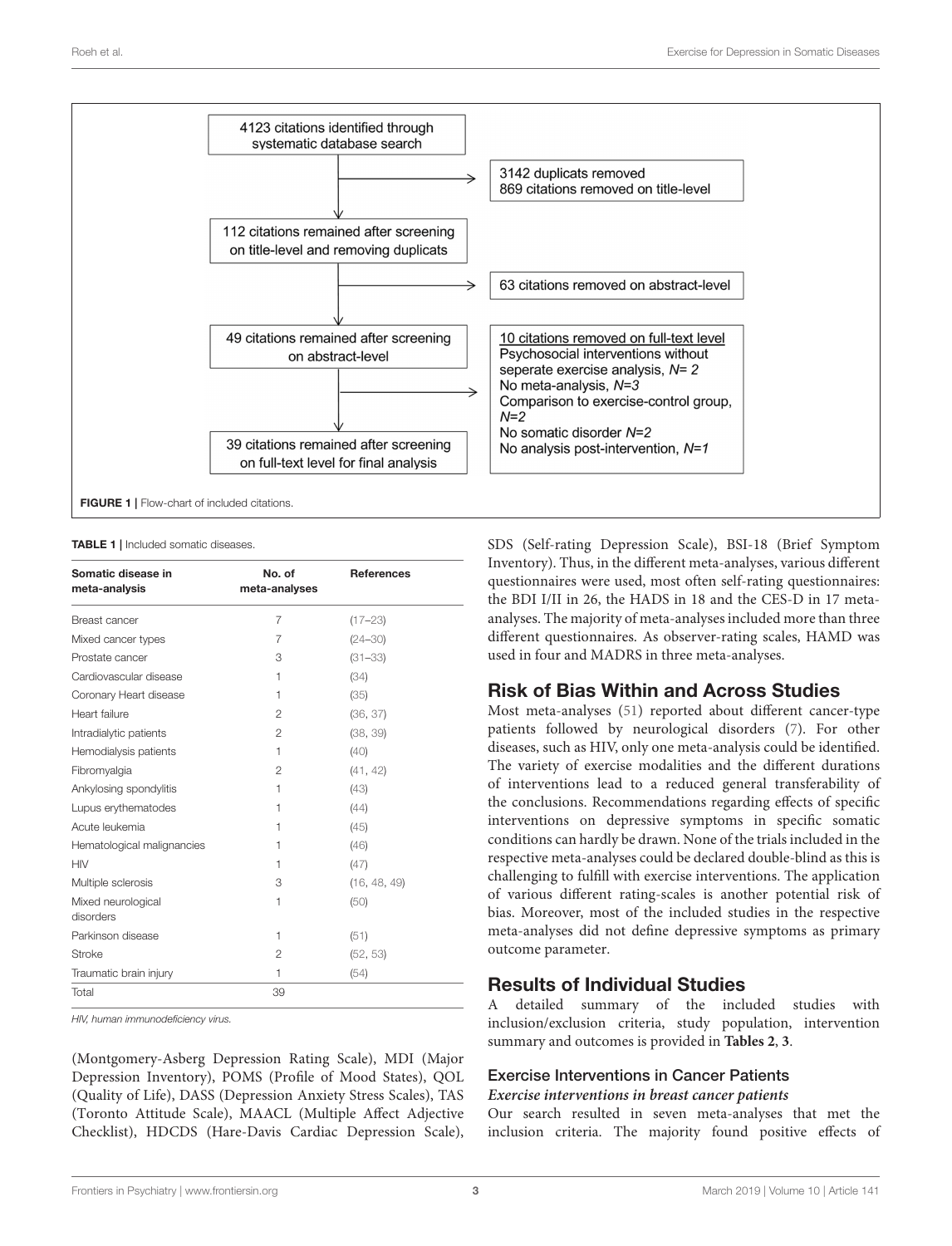4123 citations identified through systematic database search

3142 duplicats removed
869 citations removed on title-level

112 citations remained after screening on title-level and removing duplicats

63 citations removed on abstract-level

49 citations remained after screening on abstract-level

10 citations removed on full-text level
Psychosocial interventions without seperate exercise analysis, *N*= 2
No meta-analysis, *N*=3
Comparison to exercise-control group, *N*=2
No somatic disorder *N*=2
No analysis post-intervention, *N*=1

39 citations remained after screening on full-text level for final analysis

**FIGURE 1** | Flow-chart of included citations.

**TABLE 1** | Included somatic diseases.

| Somatic disease in meta-analysis | No. of meta-analyses | References |
|---|---|---|
| Breast cancer | 7 | (17–23) |
| Mixed cancer types | 7 | (24–30) |
| Prostate cancer | 3 | (31–33) |
| Cardiovascular disease | 1 | (34) |
| Coronary Heart disease | 1 | (35) |
| Heart failure | 2 | (36, 37) |
| Intradialytic patients | 2 | (38, 39) |
| Hemodialysis patients | 1 | (40) |
| Fibromyalgia | 2 | (41, 42) |
| Ankylosing spondylitis | 1 | (43) |
| Lupus erythematodes | 1 | (44) |
| Acute leukemia | 1 | (45) |
| Hematological malignancies | 1 | (46) |
| HIV | 1 | (47) |
| Multiple sclerosis | 3 | (16, 48, 49) |
| Mixed neurological disorders | 1 | (50) |
| Parkinson disease | 1 | (51) |
| Stroke | 2 | (52, 53) |
| Traumatic brain injury | 1 | (54) |
| Total | 39 | |

*HIV, human immunodeficiency virus.*

(Montgomery-Asberg Depression Rating Scale), MDI (Major Depression Inventory), POMS (Profile of Mood States), QOL (Quality of Life), DASS (Depression Anxiety Stress Scales), TAS (Toronto Attitude Scale), MAACL (Multiple Affect Adjective Checklist), HDCDS (Hare-Davis Cardiac Depression Scale), SDS (Self-rating Depression Scale), BSI-18 (Brief Symptom Inventory). Thus, in the different meta-analyses, various different questionnaires were used, most often self-rating questionnaires: the BDI I/II in 26, the HADS in 18 and the CES-D in 17 meta-analyses. The majority of meta-analyses included more than three different questionnaires. As observer-rating scales, HAMD was used in four and MADRS in three meta-analyses.

## Risk of Bias Within and Across Studies

Most meta-analyses (51) reported about different cancer-type patients followed by neurological disorders (7). For other diseases, such as HIV, only one meta-analysis could be identified. The variety of exercise modalities and the different durations of interventions lead to a reduced general transferability of the conclusions. Recommendations regarding effects of specific interventions on depressive symptoms in specific somatic conditions can hardly be drawn. None of the trials included in the respective meta-analyses could be declared double-blind as this is challenging to fulfill with exercise interventions. The application of various different rating-scales is another potential risk of bias. Moreover, most of the included studies in the respective meta-analyses did not define depressive symptoms as primary outcome parameter.

## Results of Individual Studies

A detailed summary of the included studies with inclusion/exclusion criteria, study population, intervention summary and outcomes is provided in **Tables 2**, **3**.

### Exercise Interventions in Cancer Patients

#### *Exercise interventions in breast cancer patients*

Our search resulted in seven meta-analyses that met the inclusion criteria. The majority found positive effects of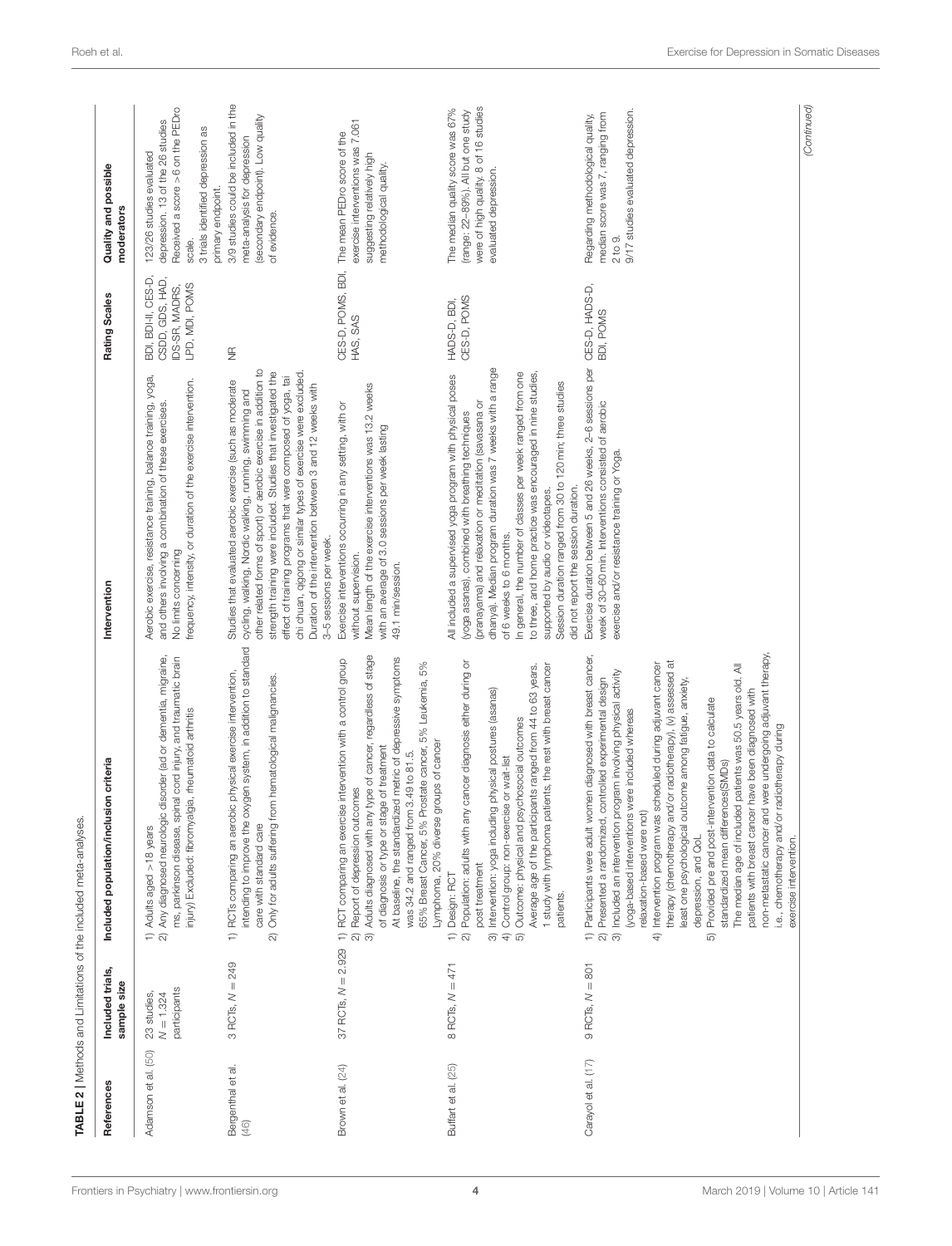**TABLE 2** | Methods and Limitations of the included meta-analyses.

| References | Included trials, sample size | Included population/inclusion criteria | Intervention | Rating Scales | Quality and possible moderators |
|---|---|---|---|---|---|
| Adamson et al. (50) | 23 studies, $N = 1.324$ participants | 1) Adults aged >18 years<br>2) Any diagnosed neurologic disorder (ad or dementia, migraine, ms, parkinson disease, spinal cord injury, and traumatic brain injury) Excluded: fibromyalgia, rheumatoid arthritis | Aerobic exercise, resistance training, balance training, yoga, and others involving a combination of these exercises. No limits concerning frequency, intensity, or duration of the exercise intervention. | BDI, BDI-II, CES-D, CSDD, GDS, HAD, IDS-SR, MADRS, LPD, MDI, POMS | 123/26 studies evaluated depression. 13 of the 26 studies Received a score >6 on the PEDro scale.<br>3 trials identified depression as primary endpoint. |
| Bergenthal et al. (46) | 3 RCTs, $N = 249$ | 1) RCTs comparing an aerobic physical exercise intervention, intending to improve the oxygen system, in addition to standard care with standard care<br>2) Only for adults suffering from hematological malignancies. | Studies that evaluated aerobic exercise (such as moderate cycling, walking, Nordic walking, running, swimming and other related forms of sport) or aerobic exercise in addition to strength training were included. Studies that investigated the effect of training programs that were composed of yoga, tai chi chuan, qigong or similar types of exercise were excluded. Duration of the intervention between 3 and 12 weeks with 3–5 sessions per week. | NR | 3/9 studies could be included in the meta-analysis for depression (secondary endpoint). Low quality of evidence. |
| Brown et al. (24) | 37 RCTs, $N = 2.929$ | 1) RCT comparing an exercise intervention with a control group<br>2) Report of depression outcomes<br>3) Adults diagnosed with any type of cancer, regardless of stage of diagnosis or type or stage of treatment<br>At baseline, the standardized metric of depressive symptoms was 34.2 and ranged from 3.49 to 81.5.<br>65% Breast Cancer, 5% Prostate cancer, 5% Leukemia, 5% Lymphoma, 20% diverse groups of cancer | Exercise interventions occurring in any setting, with or without supervision.<br>Mean length of the exercise interventions was 13.2 weeks with an average of 3.0 sessions per week lasting 49.1 min/session. | CES-D, POMS, BDI, HAS, SAS | The mean PEDro score of the exercise interventions was 7.061 suggesting relatively high methodological quality. |
| Buffart et al. (25) | 8 RCTs, $N = 471$ | 1) Design: RCT<br>2) Population: adults with any cancer diagnosis either during or post treatment<br>3) Intervention: yoga including physical postures (asanas)<br>4) Control group: non-exercise or wait-list<br>5) Outcome: physical and psychosocial outcomes<br>Average age of the participants ranged from 44 to 63 years. 1 study with lymphoma patients, the rest with breast cancer patients. | All included a supervised yoga program with physical poses (yoga asanas), combined with breathing techniques (pranayama) and relaxation or meditation (savasana or dhanya). Median program duration was 7 weeks with a range of 6 weeks to 6 months.<br>In general, the number of classes per week ranged from one to three, and home practice was encouraged in nine studies, supported by audio or videotapes.<br>Session duration ranged from 30 to 120 min; three studies did not report the session duration. | HADS-D, BDI, CES-D, POMS | The median quality score was 67% (range: 22–89%). All but one study were of high quality. 8 of 16 studies evaluated depression. |
| Carayol et al. (17) | 9 RCTs, $N = 801$ | 1) Participants were adult women diagnosed with breast cancer,<br>2) Presented a randomized, controlled experimental design<br>3) Included an intervention program involving physical activity (yoga-based interventions were included whereas relaxation-based were not)<br>4) Intervention program was scheduled during adjuvant cancer therapy (chemotherapy and/or radiotherapy), (v) assessed at least one psychological outcome among fatigue, anxiety, depression, and QoL<br>5) Provided pre and post-intervention data to calculate standardized mean differences(SMDs)<br>The median age of included patients was 50.5 years old. All patients with breast cancer have been diagnosed with non-metastatic cancer and were undergoing adjuvant therapy, i.e., chemotherapy and/or radiotherapy during exercise intervention. | Exercise duration between 5 and 26 weeks, 2–6 sessions per week of 30–60 min. Interventions consisted of aerobic exercise and/or resistance training or Yoga. | CES-D, HADS-D, BDI, POMS | Regarding methodological quality, median score was 7, ranging from 2 to 9.<br>9/17 studies evaluated depression. |

*(Continued)*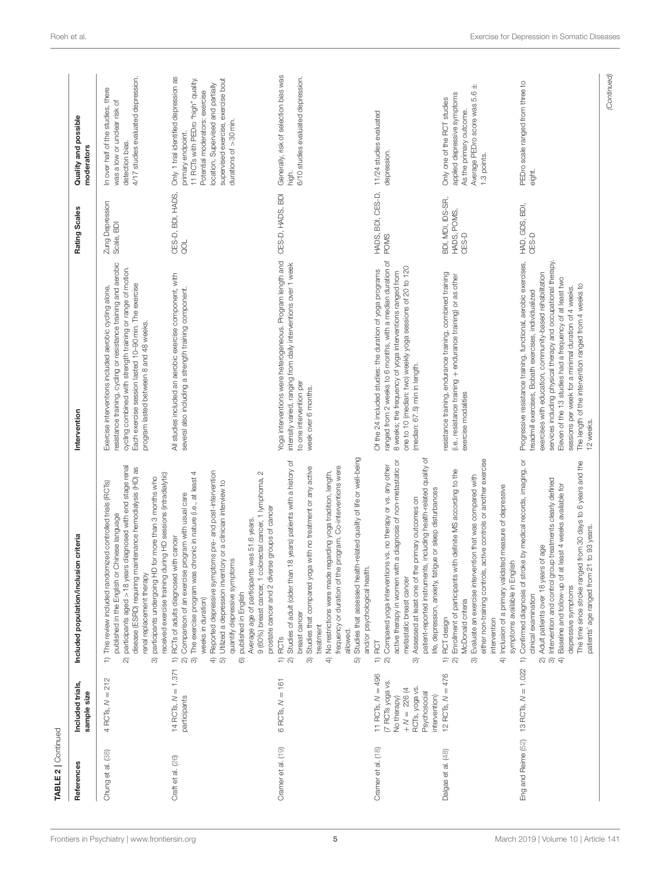**TABLE 2** | Continued

| References | Included trials, sample size | Included population/inclusion criteria | Intervention | Rating Scales | Quality and possible moderators |
|---|---|---|---|---|---|
| Chung et al. (38) | 4 RCTs, N = 212 | 1) This review included randomized controlled trials (RCTs) published in the English or Chinese language<br>2) participants aged >18 years diagnosed with end stage renal disease (ESRD) requiring maintenance hemodialysis (HD) as renal replacement therapy<br>3) participants undergoing HD for more than 3 months who received exercise training during HD sessions (intradialytic) | Exercise interventions included aerobic cycling alone, resistance training, cycling or resistance training and aerobic cycling combined with strength training or range of motion. Each exercise session lasted 10–90 min. The exercise program lasted between 8 and 48 weeks. | Zung Depression Scale, BDI | In over half of the studies, there was a low or unclear risk of detection bias.<br>4/17 studies evaluated depression. |
| Craft et al. (26) | 14 RCTs, N = 1.371 participants | 1) RCTs of adults diagnosed with cancer<br>2) Comparison of an exercise program with usual care<br>3) The exercise program was chronic in nature (i.e., at least 4 weeks in duration)<br>4) Reported depressive symptoms pre- and post-intervention<br>5) Utilized a depression inventory or a clinician interview to quantify depressive symptoms<br>6) published in English<br>Average age of participants was 51.6 years.<br>9 (60%) breast cancer, 1 colorectal cancer, 1 lymphoma, 2 prostate cancer and 2 diverse groups of cancer | All studies included an aerobic exercise component, with several also including a strength training component. | CES-D, BDI, HADS, QOL | Only 1 trial identified depression as primary endpoint.<br>11 RCTs with PEDro "high" quality.<br>Potential moderators: exercise location, Supervised and partially supervised exercise, exercise bout durations of >30 min. |
| Cramer et al. (19) | 6 RCTs, N = 161 | 1) RCTs<br>2) Studies of adult (older than 18 years) patients with a history of breast cancer<br>3) Studies that compared yoga with no treatment or any active treatment<br>4) No restrictions were made regarding yoga tradition, length, frequency or duration of the program. Co-interventions were allowed.<br>5) Studies that assessed health-related quality of life or well-being and/or psychological health. | Yoga interventions were heterogeneous. Program length and intensity varied, ranging from daily interventions over 1 week to one intervention per week over 6 months. | CES-D, HADS, BDI | Generally, risk of selection bias was high.<br>6/10 studies evaluated depression. |
| Cramer et al. (18) | 11 RCTs, N = 496 (7 RCTs yoga vs. No therapy) + N = 226 (4 RCTs, yoga vs. Psychosocial intervention) | 1) RCT<br>2) Compared yoga interventions vs. no therapy or vs. any other active therapy in women with a diagnosis of non-metastatic or metastatic breast cancer<br>3) Assessed at least one of the primary outcomes on patient-reported instruments, including health-related quality of life, depression, anxiety, fatigue or sleep disturbances | Of the 24 included studies: the duration of yoga programs ranged from 2 weeks to 6 months, with a median duration of 8 weeks; the frequency of yoga interventions ranged from one to 10 (median: two) weekly yoga sessions of 20 to 120 (median: 67.5) min in length. | HADS, BDI, CES-D, POMS | 11/24 studies evaluated depression. |
| Dalgas et al. (48) | 12 RCTs, N = 476 | 1) RCT design<br>2) Enrollment of participants with definite MS according to the McDonald criteria<br>3) Evaluate an exercise intervention that was compared with either non-training controls, active controls or another exercise intervention<br>4) Inclusion of a primary validated measure of depressive symptoms available in English | resistance training, endurance training, combined training (i.e., resistance training + endurance training) or as other exercise modalities | BDI, MDI, IDS-SR, HADS, POMS, CES-D | Only one of the RCT studies applied depressive symptoms As the primary outcome.<br>Average PEDro score was 5.6 ± 1.3 points. |
| Eng and Reime (52) | 13 RCTs, N = 1.022 | 1) Confirmed diagnosis of stroke by medical records, imaging, or clinical examination<br>2) Adult patients over 18 years of age<br>3) Intervention and control group treatments clearly defined<br>4) Baseline and follow-up of at least 4 weeks available for depressive symptoms<br>The time since stroke ranged from 30 days to 6 years and the patients' age ranged from 21 to 93 years. | Progressive resistance training, functional, aerobic exercises, treadmill exercises, Bobath exercises, individualized exercises with education, community-based rehabilitation services including physical therapy and occupational therapy. Eleven of the 13 studies had a frequency of at least two sessions per week for a minimal duration of 4 weeks.<br>The length of the intervention ranged from 4 weeks to 12 weeks. | HAD, GDS, BDI, CES-D | PEDro scale ranged from three to eight. |

(Continued)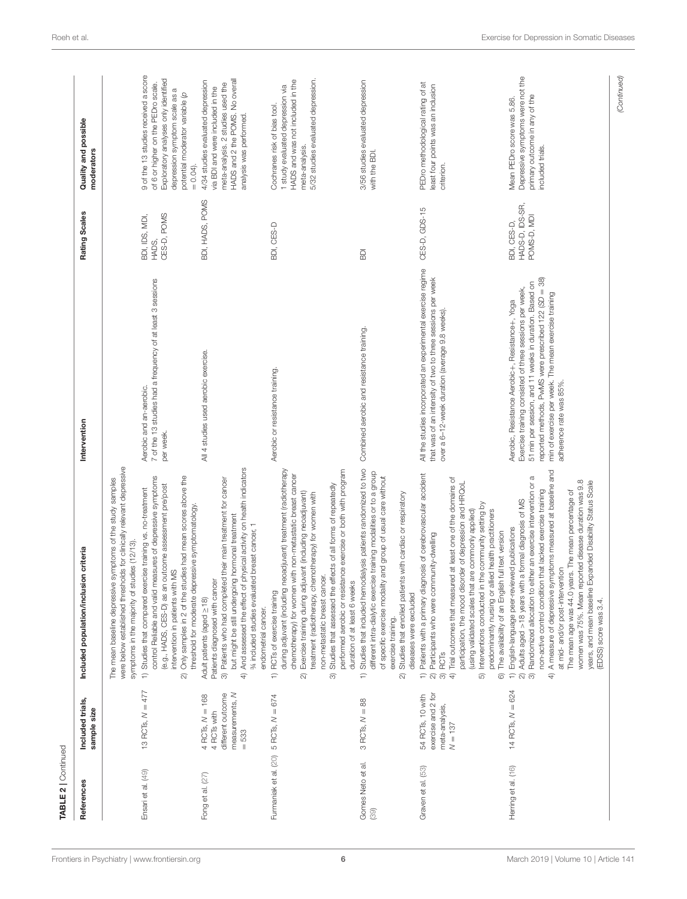**TABLE 2 |** Continued

| References | Included trials, sample size | Included population/inclusion criteria | Intervention | Rating Scales | Quality and possible moderators |
|---|---|---|---|---|---|
| | | The mean baseline depressive symptoms of the study samples were below established thresholds for clinically relevant depressive symptoms in the majority of studies (12/13). | | | |
| Ensari et al. (49) | 13 RCTs, $N = 477$ | 1) Studies that compared exercise training vs. no-treatment control Reliable and valid measures of depressive symptoms (e.g., HADS, CES-D) as an outcome assessment pre/post intervention in patients with MS<br>2) Only samples in 2 of the studies had mean scores above the threshold for moderate depressive symptomatology. | Aerobic and an-aerobic.<br>7 of the 13 studies had a frequency of at least 3 sessions per week. | BDI, IDS, MDI, HADS, CES-D, POMS | 9 of the 13 studies received a score of 6 or higher on the PEDro scale. Exploratory analyses only identified depression symptom scale as a potential moderator variable ($p = 0.04$). |
| Fong et al. (27) | 4 RCTs, $N = 168$<br>4 RCTs with different outcome measurements, $N = 533$ | Adult patients (aged ≥18)<br>Patients diagnosed with cancer<br>3) Patients who had completed their main treatment for cancer but might be still undergoing hormonal treatment<br>4) And assessed the effect of physical activity on health indicators ¾ included studies evaluated breast cancer, 1 endometrial cancer. | All 4 studies used aerobic exercise. | BDI, HADS, POMS | 4/34 studies evaluated depression via BDI and were included in the meta-analysis. 2 studies used the HADS and 2 the POMS. No overall analysis was performed. |
| Furmaniak et al. (20) | 5 RCTs, $N = 674$ | 1) RCTs of exercise training during adjuvant (including neoadjuvant) treatment (radiotherapy chemotherapy) for women with non-metastatic breast cancer<br>2) Exercise training during adjuvant (including neoadjuvant) treatment (radiotherapy, chemotherapy) for women with non-metastatic breast cancer.<br>3) Studies that assessed the effects of all forms of repeatedly performed aerobic or resistance exercise or both with program duration of at least 6 weeks | Aerobic or resistance training. | BDI, CES-D | Cochranes risk of bias tool.<br>1 study evaluated depression via HADS and was not included in the meta-analysis.<br>5/32 studies evaluated depression. |
| Gomes Neto et al. (39) | 3 RCTs, $N = 88$ | 1) Studies that included hemodialysis patients randomized to two different intra-dialytic exercise training modalities or to a group of specific exercise modality and group of usual care without exercise training.<br>2) Studies that enrolled patients with cardiac or respiratory diseases were excluded | Combined aerobic and resistance training. | BDI | 3/56 studies evaluated depression with the BDI. |
| Graven et al. (53) | 54 RCTs, 10 with exercise and 2 for meta-analysis, $N = 137$ | 1) Patients with a primary diagnosis of cerebrovascular accident<br>2) Participants who were community-dwelling<br>3) RCTs<br>4) Trial outcomes that measured at least one of the domains of participation, the mood disorder of depression and HRQoL (using validated scales that are commonly applied)<br>5) Interventions conducted in the community setting by predominantly nursing or allied health practitioners<br>6) The availability of an English full text version | All the studies incorporated an experimental exercise regime that was of an intensity of two to three sessions per week over a 6–12-week duration (average 9.8 weeks). | CES-D, GDS-15 | PEDro methodological rating of at least four points was an inclusion criterion. |
| Herring et al. (16) | 14 RCTs, $N = 624$ | 1) English-language peer-reviewed publications<br>2) Adults aged >18 years with a formal diagnosis of MS<br>3) Randomized allocation to either an exercise intervention or a non-active control condition that lacked exercise training<br>4) A measure of depressive symptoms measured at baseline and at mid- and/or post-intervention<br>The mean age was 44.0 years. The mean percentage of women was 75%. Mean reported disease duration was 9.8 years, and mean baseline Expanded Disability Status Scale (EDSS) score was 3.4. | Aerobic, Resistance Aerobic+, Resistance+, Yoga<br>Exercise training consisted of three sessions per week, 51 min per session, and 11 weeks in duration. Based on reported methods, PwMS were prescribed 122 ($SD = 38$) min of exercise per week. The mean exercise training adherence rate was 85%. | BDI, CES-D, HADS-D, IDS-SR, POMS-D, MDI | Mean PEDro score was 5.86. Depressive symptoms were not the primary outcome in any of the included trials. |

(Continued)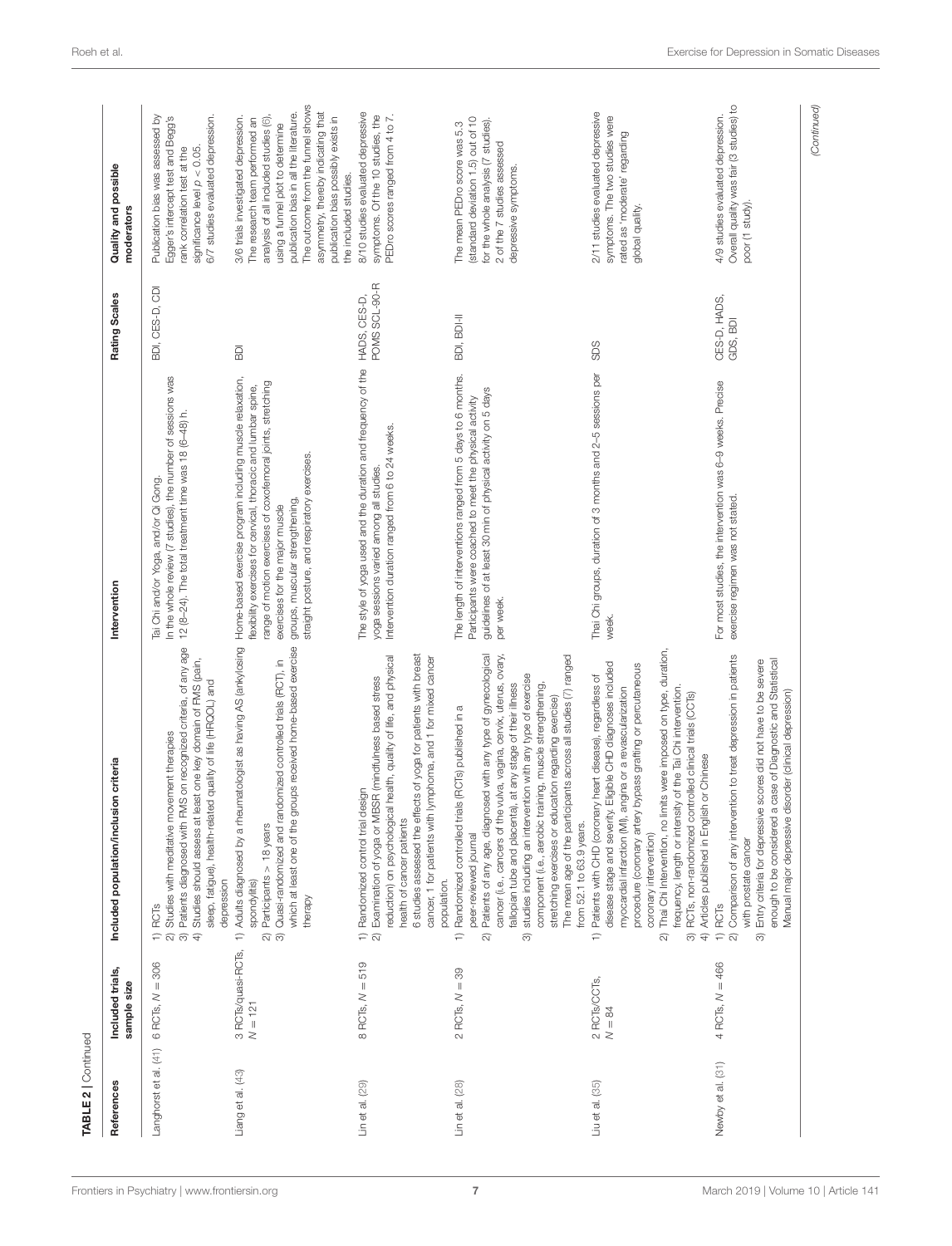**TABLE 2** | Continued

| References | Included trials, sample size | Included population/inclusion criteria | Intervention | Rating Scales | Quality and possible moderators |
|---|---|---|---|---|---|
| Langhorst et al. (41) | 6 RCTs, $N = 306$ | 1) RCTs<br>2) Studies with meditative movement therapies<br>3) Patients diagnosed with FMS on recognized criteria, of any age<br>4) Studies should assess at least one key domain of FMS (pain, sleep, fatigue), health-related quality of life (HRQOL) and depression | Tai Chi and/or Yoga, and/or Qi Gong.<br>In the whole review (7 studies), the number of sessions was 12 (8–24). The total treatment time was 18 (6–48) h. | BDI, CES-D, CDI | Publication bias was assessed by Egger's intercept test and Begg's rank correlation test at the significance level $p < 0.05$.<br>6/7 studies evaluated depression. |
| Liang et al. (43) | 3 RCTs/quasi-RCTs, $N = 121$ | 1) Adults diagnosed by a rheumatologist as having AS (ankylosing spondylitis)<br>2) Participants > 18 years<br>3) Quasi-randomized and randomized controlled trials (RCT), in which at least one of the groups received home-based exercise therapy | Home-based exercise program including muscle relaxation, flexibility exercises for cervical, thoracic and lumbar spine, range of motion exercises of coxofemoral joints, stretching exercises for the major muscle groups, muscular strengthening, straight posture, and respiratory exercises. | BDI | 3/6 trials investigated depression.<br>The research team performed an analysis of all included studies (6), using a funnel plot to determine publication bias in all the literature. The outcome from the funnel shows asymmetry, thereby indicating that publication bias possibly exists in the included studies. |
| Lin et al. (29) | 8 RCTs, $N = 519$ | 1) Randomized control trial design<br>2) Examination of yoga or MBSR (mindfulness based stress reduction) on psychological health, quality of life, and physical health of cancer patients<br>6 studies assessed the effects of yoga for patients with breast cancer, 1 for patients with lymphoma, and 1 for mixed cancer population. | The style of yoga used and the duration and frequency of the yoga sessions varied among all studies.<br>Intervention duration ranged from 6 to 24 weeks. | HADS, CES-D, POMS SCL-90-R | 8/10 studies evaluated depressive symptoms. Of the 10 studies, the PEDro scores ranged from 4 to 7. |
| Lin et al. (28) | 2 RCTs, $N = 39$ | 1) Randomized controlled trials (RCTs) published in a peer-reviewed journal<br>2) Patients of any age, diagnosed with any type of gynecological cancer (i.e., cancers of the vulva, vagina, cervix, uterus, ovary, fallopian tube and placenta), at any stage of their illness<br>3) studies including an intervention with any type of exercise component (i.e., aerobic training, muscle strengthening, stretching exercises or education regarding exercise)<br>The mean age of the participants across all studies (7) ranged from 52.1 to 63.9 years. | The length of interventions ranged from 5 days to 6 months. Participants were coached to meet the physical activity guidelines of at least 30 min of physical activity on 5 days per week. | BDI, BDI-II | The mean PEDro score was 5.3 (standard deviation 1.5) out of 10 for the whole analysis (7 studies).<br>2 of the 7 studies assessed depressive symptoms. |
| Liu et al. (35) | 2 RCTs/CCTs, $N = 84$ | 1) Patients with CHD (coronary heart disease), regardless of disease stage and severity. Eligible CHD diagnoses included myocardial infarction (MI), angina or a revascularization procedure (coronary artery bypass grafting or percutaneous coronary intervention)<br>2) Thai Chi Intervention, no limits were imposed on type, duration, frequency, length or intensity of the Tai Chi intervention.<br>3) RCTs, non-randomized controlled clinical trials (CCTs)<br>4) Articles published in English or Chinese | Thai Chi groups, duration of 3 months and 2–5 sessions per week. | SDS | 2/11 studies evaluated depressive symptoms. The two studies were rated as 'moderate' regarding global quality. |
| Newby et al. (31) | 4 RCTs, $N = 466$ | 1) RCTs<br>2) Comparison of any intervention to treat depression in patients with prostate cancer<br>3) Entry criteria for depressive scores did not have to be severe enough to be considered a case of Diagnostic and Statistical Manual major depressive disorder (clinical depression) | For most studies, the intervention was 6–9 weeks. Precise exercise regimen was not stated. | CES-D, HADS, GDS, BDI | 4/9 studies evaluated depression.<br>Overall quality was fair (3 studies) to poor (1 study). |

(Continued)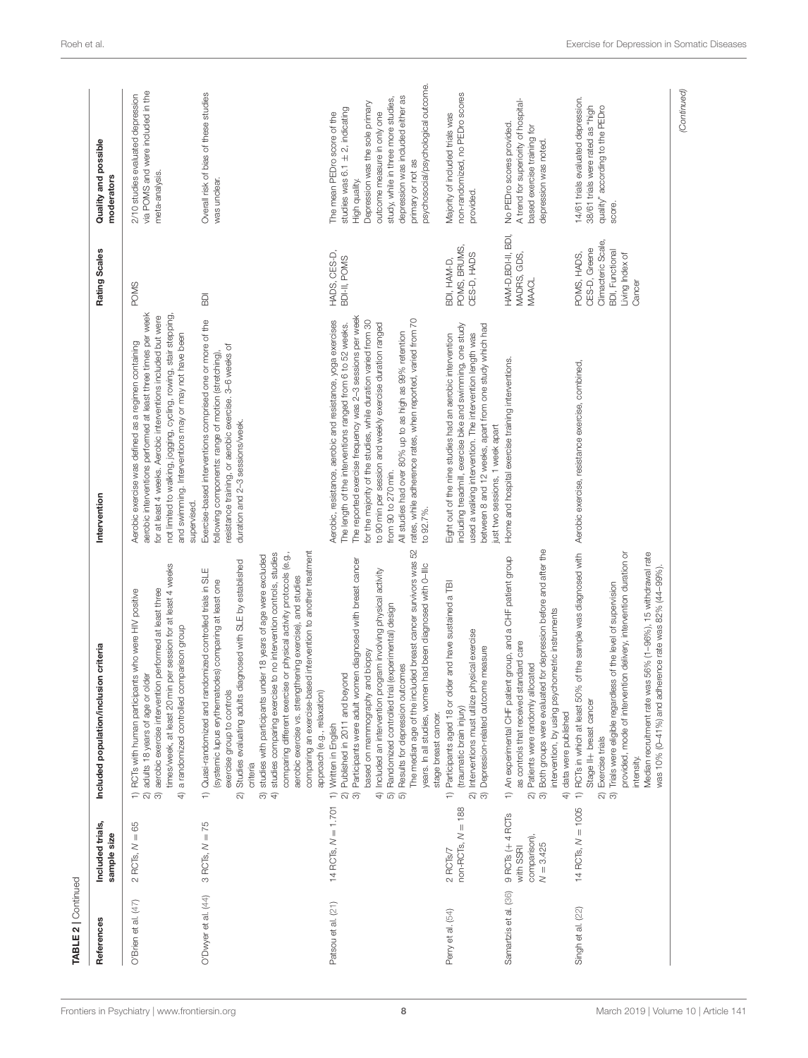**TABLE 2** | Continued

| References | Included trials, sample size | Included population/inclusion criteria | Intervention | Rating Scales | Quality and possible moderators |
|---|---|---|---|---|---|
| O'Brien et al. (47) | 2 RCTs, $N = 65$ | 1) RCTs with human participants who were HIV positive<br>2) adults 18 years of age or older<br>3) aerobic exercise intervention performed at least three times/week, at least 20 min per session for at least 4 weeks<br>4) a randomized controlled comparison group | Aerobic exercise was defined as a regimen containing aerobic interventions performed at least three times per week for at least 4 weeks. Aerobic interventions included but were not limited to walking, jogging, cycling, rowing, stair stepping, and swimming. Interventions may or may not have been supervised. | POMS | 2/10 studies evaluated depression via POMS and were included in the meta-analysis. |
| O'Dwyer et al. (44) | 3 RCTs, $N = 75$ | 1) Quasi-randomized and randomized controlled trials in SLE (systemic lupus erythematodes) comparing at least one exercise group to controls<br>2) Studies evaluating adults diagnosed with SLE by established criteria<br>3) studies with participants under 18 years of age were excluded<br>4) studies comparing exercise to no intervention controls, studies comparing different exercise or physical activity protocols (e.g., aerobic exercise vs. strengthening exercise), and studies comparing an exercise-based intervention to another treatment approach (e.g., relaxation) | Exercise-based interventions comprised one or more of the following components: range of motion (stretching), resistance training, or aerobic exercise. 3–6 weeks of duration and 2–3 sessions/week. | BDI | Overall risk of bias of these studies was unclear. |
| Patsou et al. (21) | 14 RCTs, $N = 1.701$ | 1) Written in English<br>2) Published in 2011 and beyond<br>3) Participants were adult women diagnosed with breast cancer based on mammography and biopsy<br>4) Included an intervention program involving physical activity<br>5) Randomized controlled trial (experimental) design<br>5) Results for depression outcomes<br>The median age of the included breast cancer survivors was 52 years. In all studies, women had been diagnosed with 0–IIIc stage breast cancer. | Aerobic, resistance, aerobic and resistance, yoga exercises. The length of the interventions ranged from 6 to 52 weeks. The reported exercise frequency was 2–3 sessions per week for the majority of the studies, while duration varied from 30 to 90 min per session and weekly exercise duration ranged from 90 to 270 min.<br>All studies had over 80% up to as high as 99% retention rates, while adherence rates, when reported, varied from 70 to 92.7%. | HADS, CES-D, BDI-II, POMS | The mean PEDro score of the studies was 6.1 ± 2, indicating High quality.<br>Depression was the sole primary outcome measure in only one study, while in three more studies, depression was included either as primary or not as psychosocial/psychological outcome. |
| Perry et al. (54) | 2 RCTs/7 non-RCTs, $N = 188$ | 1) Participants aged 18 or older and have sustained a TBI (traumatic brain injury)<br>2) Interventions must utilize physical exercise<br>3) Depression-related outcome measure | Eight out of the nine studies had an aerobic intervention including treadmill, exercise bike and swimming, one study used a walking intervention. The intervention length was between 8 and 12 weeks, apart from one study which had just two sessions, 1 week apart | BDI, HAM-D, POMS, BRUMS, CES-D, HADS | Majority of included trials was non-randomized, no PEDro scores provided. |
| Samartzis et al. (36) | 9 RCTs (+ 4 RCTs with SSRI comparison), $N = 3.425$ | 1) An experimental CHF patient group, and a CHF patient group as controls that received standard care<br>2) Patients were randomly allocated<br>3) Both groups were evaluated for depression before and after the intervention, by using psychometric instruments<br>4) data were published | Home and hospital exercise training interventions. | HAM-D, BDI-II, BDI, MADRS, GDS, MAACL | No PEDro scores provided.<br>A trend for superiority of hospital-based exercise training for depression was noted. |
| Singh et al. (22) | 14 RCTs, $N = 1005$ | 1) RCTs in which at least 50% of the sample was diagnosed with Stage II+ breast cancer<br>2) Exercise trials<br>3) Trials were eligible regardless of the level of supervision provided, mode of intervention delivery, intervention duration or intensity.<br>Median recruitment rate was 56% (1–96%), 15 withdrawal rate was 10% (0–41%) and adherence rate was 82% (44–99%). | Aerobic exercise, resistance exercise, combined, | POMS, HADS, CES-D, Greene Climacteric Scale, BDI, Functional Living Index of Cancer | 14/61 trials evaluated depression. 38/61 trials were rated as "high quality" according to the PEDro score. |

(Continued)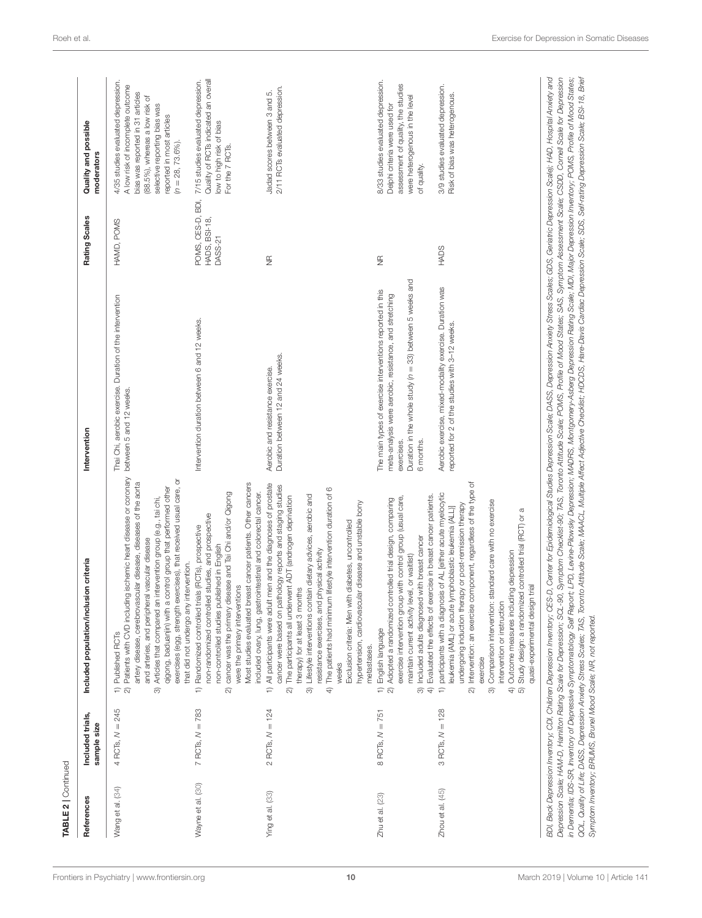**TABLE 2** | Continued

| References | Included trials, sample size | Included population/inclusion criteria | Intervention | Rating Scales | Quality and possible moderators |
|---|---|---|---|---|---|
| Wang et al. (34) | 4 RCTs, $N = 245$ | 1) Published RCTs<br>2) Patients with CVD including ischemic heart disease or coronary artery disease, cerebrovascular disease, diseases of the aorta and arteries, and peripheral vascular disease<br>3) Articles that compared an intervention group (e.g., tai chi, qigong, baduanjin) with a control group that performed other exercises (egg, strength exercises), that received usual care, or that did not undergo any intervention. | Thai Chi, aerobic exercise. Duration of the intervention between 5 and 12 weeks. | HAMD, POMS | 4/35 studies evaluated depression. A low risk of incomplete outcome bias was reported in 31 articles (88.5%), whereas a low risk of selective reporting bias was reported in most articles ($n = 28$, 73.6%). |
| Wayne et al. (30) | 7 RCTs, $N = 783$ | 1) Randomized controlled trials (RCTs), prospective non-randomized controlled studies, and prospective non-controlled studies published in English<br>2) cancer was the primary disease and Tai Chi and/or Qigong were the primary interventions<br>Most studies evaluated breast cancer patients. Other cancers included ovary, lung, gastrointestinal and colorectal cancer. | Intervention duration between 6 and 12 weeks. | POMS, CES-D, BDI, HADS, BSI-18, DASS-21 | 7/15 studies evaluated depression. Quality of RCTs indicated an overall low to high risk of bias For the 7 RCTs. |
| Ying et al. (33) | 2 RCTs, $N = 124$ | 1) All participants were adult men and the diagnoses of prostate cancer were based on pathology reports and staging studies<br>2) The participants all underwent ADT (androgen deprivation therapy) for at least 3 months<br>3) Lifestyle interventions contain dietary advices, aerobic and resistance exercises, and physical activity<br>4) The patients had minimum lifestyle intervention duration of 6 weeks<br>Exclusion criteria: Men with diabetes, uncontrolled hypertension, cardiovascular disease and unstable bony metastases. | Aerobic and resistance exercise. Duration between 12 and 24 weeks. | NR | Jadad scores between 3 and 5. 2/11 RCTs evaluated depression. |
| Zhu et al. (23) | 8 RCTs, $N = 751$ | 1) English language<br>2) Adopted a randomized controlled trial design, comparing exercise intervention group with control group (usual care, maintain current activity level, or waitlist)<br>3) Included adults diagnosed with breast cancer<br>4) Evaluated the effects of exercise in breast cancer patients. | The main types of exercise interventions reported in this meta-analysis were aerobic, resistance, and stretching exercises.<br>Duration in the whole study ($n = 33$) between 5 weeks and 6 months. | NR | 8/33 studies evaluated depression. Delphi criteria were used for assessment of quality, the studies were heterogenous in the level of quality. |
| Zhou et al. (45) | 3 RCTs, $N = 128$ | 1) participants with a diagnosis of AL [either acute myelocytic leukemia (AML) or acute lymphoblastic leukemia (ALL)] undergoing induction therapy or post-remission therapy<br>2) Intervention: an exercise component, regardless of the type of exercise<br>3) Comparison intervention: standard care with no exercise intervention or instruction<br>4) Outcome measures including depression<br>5) Study design: a randomized controlled trial (RCT) or a quasi-experimental design trial | Aerobic exercise, mixed-modality exercise. Duration was reported for 2 of the studies with 3–12 weeks. | HADS | 3/9 studies evaluated depression. Risk of bias was heterogenous. |

*BDI, Beck Depression Inventory; CDI, Children Depression Inventory; CES-D, Center for Epidemiological Studies Depression Scale; DASS, Depression Anxiety Stress Scales; GDS, Geriatric Depression Scale; HAD, Hospital Anxiety and Depression Scale; HAM-D, Hamilton Rating Scale for Depression; SCL-90, Symptom Checklist-90; TAS, Toronto Attitude Scale; POMS, Profile of Mood States; SAS, Symptom Assessment Scale; CSDD, Cornell Scale for Depression in Dementia; IDS-SR, Inventory of Depressive Symptomatology Self Report; LPD, Levine-Pilowsky Depression; MADRS, Montgomery-Asberg Depression Rating Scale; MDI, Major Depression Inventory; POMS, Profile of Mood States; QOL, Quality of Life; DASS, Depression Anxiety Stress Scales; TAS, Toronto Attitude Scale; MAACL, Multiple Affect Adjective Checklist; HDCDS, Hare-Davis Cardiac Depression Scale; SDS, Self-rating Depression Scale; BSI-18, Brief Symptom Inventory; BRUMS, Brunel Mood Scale; NR, not reported.*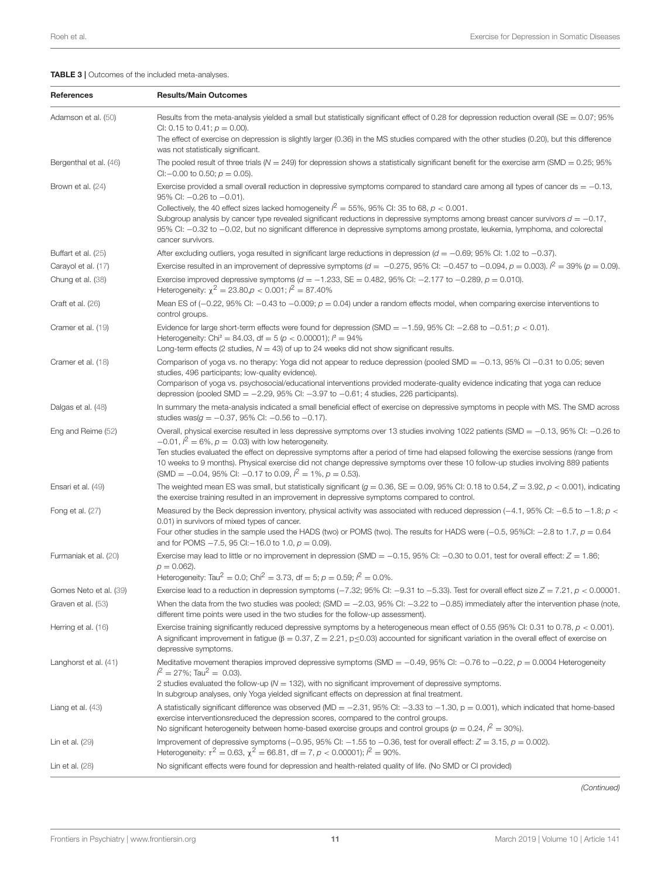**TABLE 3 |** Outcomes of the included meta-analyses.

| References | Results/Main Outcomes |
|---|---|
| Adamson et al. (50) | Results from the meta-analysis yielded a small but statistically significant effect of 0.28 for depression reduction overall (SE = 0.07; 95% CI: 0.15 to 0.41; $p = 0.00$).<br>The effect of exercise on depression is slightly larger (0.36) in the MS studies compared with the other studies (0.20), but this difference was not statistically significant. |
| Bergenthal et al. (46) | The pooled result of three trials ($N = 249$) for depression shows a statistically significant benefit for the exercise arm (SMD = 0.25; 95% CI:−0.00 to 0.50; $p = 0.05$). |
| Brown et al. (24) | Exercise provided a small overall reduction in depressive symptoms compared to standard care among all types of cancer ds = −0.13, 95% CI: −0.26 to −0.01).<br>Collectively, the 40 effect sizes lacked homogeneity $I^2 = 55\%$, 95% CI: 35 to 68, $p < 0.001$.<br>Subgroup analysis by cancer type revealed significant reductions in depressive symptoms among breast cancer survivors $d = -0.17$, 95% CI: −0.32 to −0.02, but no significant difference in depressive symptoms among prostate, leukemia, lymphoma, and colorectal cancer survivors. |
| Buffart et al. (25) | After excluding outliers, yoga resulted in significant large reductions in depression ($d = -0.69$; 95% CI: 1.02 to −0.37). |
| Carayol et al. (17) | Exercise resulted in an improvement of depressive symptoms ($d = -0.275$, 95% CI: −0.457 to −0.094, $p = 0.003$). $I^2 = 39\%$ ($p = 0.09$). |
| Chung et al. (38) | Exercise improved depressive symptoms ($d = -1.233$, SE = 0.482, 95% CI: −2.177 to −0.289, $p = 0.010$).<br>Heterogeneity: $\chi^2 = 23.80, p < 0.001$; $I^2 = 87.40\%$ |
| Craft et al. (26) | Mean ES of (−0.22, 95% CI: −0.43 to −0.009; $p = 0.04$) under a random effects model, when comparing exercise interventions to control groups. |
| Cramer et al. (19) | Evidence for large short-term effects were found for depression (SMD = −1.59, 95% CI: −2.68 to −0.51; $p < 0.01$).<br>Heterogeneity: Chi² = 84.03, df = 5 ($p < 0.00001$); $I^2 = 94\%$<br>Long-term effects (2 studies, $N = 43$) of up to 24 weeks did not show significant results. |
| Cramer et al. (18) | Comparison of yoga vs. no therapy: Yoga did not appear to reduce depression (pooled SMD = −0.13, 95% CI −0.31 to 0.05; seven studies, 496 participants; low-quality evidence).<br>Comparison of yoga vs. psychosocial/educational interventions provided moderate-quality evidence indicating that yoga can reduce depression (pooled SMD = −2.29, 95% CI: −3.97 to −0.61; 4 studies, 226 participants). |
| Dalgas et al. (48) | In summary the meta-analysis indicated a small beneficial effect of exercise on depressive symptoms in people with MS. The SMD across studies was($g = -0.37$, 95% CI: −0.56 to −0.17). |
| Eng and Reime (52) | Overall, physical exercise resulted in less depressive symptoms over 13 studies involving 1022 patients (SMD = −0.13, 95% CI: −0.26 to −0.01, $I^2 = 6\%$, $p = 0.03$) with low heterogeneity.<br>Ten studies evaluated the effect on depressive symptoms after a period of time had elapsed following the exercise sessions (range from 10 weeks to 9 months). Physical exercise did not change depressive symptoms over these 10 follow-up studies involving 889 patients (SMD = −0.04, 95% CI: −0.17 to 0.09, $I^2 = 1\%$, $p = 0.53$). |
| Ensari et al. (49) | The weighted mean ES was small, but statistically significant ($g = 0.36$, SE = 0.09, 95% CI: 0.18 to 0.54, $Z = 3.92$, $p < 0.001$), indicating the exercise training resulted in an improvement in depressive symptoms compared to control. |
| Fong et al. (27) | Measured by the Beck depression inventory, physical activity was associated with reduced depression (−4.1, 95% CI: −6.5 to −1.8; $p < 0.01$) in survivors of mixed types of cancer.<br>Four other studies in the sample used the HADS (two) or POMS (two). The results for HADS were (−0.5, 95%CI: −2.8 to 1.7, $p = 0.64$ and for POMS −7.5, 95 CI:−16.0 to 1.0, $p = 0.09$). |
| Furmaniak et al. (20) | Exercise may lead to little or no improvement in depression (SMD = −0.15, 95% CI: −0.30 to 0.01, test for overall effect: $Z = 1.86$; $p = 0.062$).<br>Heterogeneity: $Tau^2 = 0.0$; $Chi^2 = 3.73$, df = 5; $p = 0.59$; $I^2 = 0.0\%$. |
| Gomes Neto et al. (39) | Exercise lead to a reduction in depression symptoms (−7.32; 95% CI: −9.31 to −5.33). Test for overall effect size $Z = 7.21$, $p < 0.00001$. |
| Graven et al. (53) | When the data from the two studies was pooled; (SMD = −2.03, 95% CI: −3.22 to −0.85) immediately after the intervention phase (note, different time points were used in the two studies for the follow-up assessment). |
| Herring et al. (16) | Exercise training significantly reduced depressive symptoms by a heterogeneous mean effect of 0.55 (95% CI: 0.31 to 0.78, $p < 0.001$).<br>A significant improvement in fatigue ($\beta = 0.37$, $Z = 2.21$, $p \leq 0.03$) accounted for significant variation in the overall effect of exercise on depressive symptoms. |
| Langhorst et al. (41) | Meditative movement therapies improved depressive symptoms (SMD = −0.49, 95% CI: −0.76 to −0.22, $p = 0.0004$ Heterogeneity $I^2 = 27\%$; $Tau^2 = 0.03$).<br>2 studies evaluated the follow-up ($N = 132$), with no significant improvement of depressive symptoms.<br>In subgroup analyses, only Yoga yielded significant effects on depression at final treatment. |
| Liang et al. (43) | A statistically significant difference was observed (MD = −2.31, 95% CI: −3.33 to −1.30, p = 0.001), which indicated that home-based exercise interventionsreduced the depression scores, compared to the control groups.<br>No significant heterogeneity between home-based exercise groups and control groups ($p = 0.24$, $I^2 = 30\%$). |
| Lin et al. (29) | Improvement of depressive symptoms (−0.95, 95% CI: −1.55 to −0.36, test for overall effect: $Z = 3.15$, $p = 0.002$).<br>Heterogeneity: $\tau^2 = 0.63$, $\chi^2 = 66.81$, df = 7, $p < 0.00001$); $I^2 = 90\%$. |
| Lin et al. (28) | No significant effects were found for depression and health-related quality of life. (No SMD or CI provided) |

*(Continued)*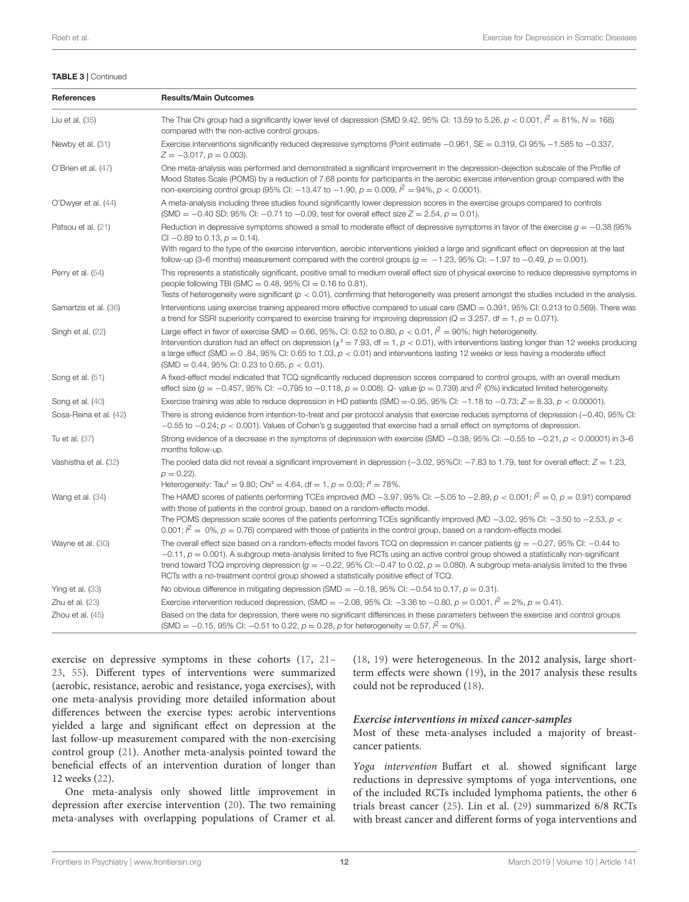**TABLE 3 |** Continued

| References | Results/Main Outcomes |
|---|---|
| Liu et al. (35) | The Thai Chi group had a significantly lower level of depression (SMD 9.42, 95% CI: 13.59 to 5.26, $p < 0.001$, $I^2 = 81\%$, $N = 168$) compared with the non-active control groups. |
| Newby et al. (31) | Exercise interventions significantly reduced depressive symptoms (Point estimate −0.961, SE = 0.319, CI 95% −1.585 to −0.337, $Z = -3.017$, $p = 0.003$). |
| O'Brien et al. (47) | One meta-analysis was performed and demonstrated a significant improvement in the depression-dejection subscale of the Profile of Mood States Scale (POMS) by a reduction of 7.68 points for participants in the aerobic exercise intervention group compared with the non-exercising control group (95% CI: −13.47 to −1.90, $p = 0.009$, $I^2 = 94\%$, $p < 0.0001$). |
| O'Dwyer et al. (44) | A meta-analysis including three studies found significantly lower depression scores in the exercise groups compared to controls (SMD = −0.40 SD; 95% CI: −0.71 to −0.09, test for overall effect size $Z = 2.54$, $p = 0.01$). |
| Patsou et al. (21) | Reduction in depressive symptoms showed a small to moderate effect of depressive symptoms in favor of the exercise $g = -0.38$ (95% CI −0.89 to 0.13, $p = 0.14$).<br>With regard to the type of the exercise intervention, aerobic interventions yielded a large and significant effect on depression at the last follow-up (3–6 months) measurement compared with the control groups ($g = -1.23$, 95% CI: −1.97 to −0.49, $p = 0.001$). |
| Perry et al. (54) | This represents a statistically significant, positive small to medium overall effect size of physical exercise to reduce depressive symptoms in people following TBI (SMC = 0.48, 95% CI = 0.16 to 0.81).<br>Tests of heterogeneity were significant ($p < 0.01$), confirming that heterogeneity was present amongst the studies included in the analysis. |
| Samartzis et al. (36) | Interventions using exercise training appeared more effective compared to usual care (SMD = 0.391, 95% CI: 0.213 to 0.569). There was a trend for SSRI superiority compared to exercise training for improving depression ($Q = 3.257$, df = 1, $p = 0.071$). |
| Singh et al. (22) | Large effect in favor of exercise SMD = 0.66, 95%, CI: 0.52 to 0.80, $p < 0.01$, $I^2 = 90\%$; high heterogeneity.<br>Intervention duration had an effect on depression ($\chi^2 = 7.93$, df = 1, $p < 0.01$), with interventions lasting longer than 12 weeks producing a large effect (SMD = 0 .84, 95% CI: 0.65 to 1.03, $p < 0.01$) and interventions lasting 12 weeks or less having a moderate effect (SMD = 0.44, 95% CI: 0.23 to 0.65, $p < 0.01$). |
| Song et al. (51) | A fixed-effect model indicated that TCQ significantly reduced depression scores compared to control groups, with an overall medium effect size ($g = -0.457$, 95% CI: −0.795 to −0.118, $p = 0.008$). Q- value ($p = 0.739$) and $I^2$ (0%) indicated limited heterogeneity. |
| Song et al. (40) | Exercise training was able to reduce depression in HD patients (SMD =-0.95, 95% CI: −1.18 to −0.73; $Z = 8.33$, $p < 0.00001$). |
| Sosa-Reina et al. (42) | There is strong evidence from intention-to-treat and per protocol analysis that exercise reduces symptoms of depression (−0.40, 95% CI: −0.55 to −0.24; $p < 0.001$). Values of Cohen's g suggested that exercise had a small effect on symptoms of depression. |
| Tu et al. (37) | Strong evidence of a decrease in the symptoms of depression with exercise (SMD −0.38, 95% CI: −0.55 to −0.21, $p < 0.00001$) in 3–6 months follow-up. |
| Vashistha et al. (32) | The pooled data did not reveal a significant improvement in depression (−3.02, 95%CI: −7.83 to 1.79, test for overall effect: $Z = 1.23$, $p = 0.22$).<br>Heterogeneity: $Tau^2 = 9.80$; $Chi^2 = 4.64$, df = 1, $p = 0.03$; $I^2 = 78\%$. |
| Wang et al. (34) | The HAMD scores of patients performing TCEs improved (MD −3.97, 95% CI: −5.05 to −2.89, $p < 0.001$; $I^2 = 0$, $p = 0.91$) compared with those of patients in the control group, based on a random-effects model.<br>The POMS depression scale scores of the patients performing TCEs significantly improved (MD −3.02, 95% CI: −3.50 to −2.53, $p < 0.001$; $I^2 = 0\%$, $p = 0.76$) compared with those of patients in the control group, based on a random-effects model. |
| Wayne et al. (30) | The overall effect size based on a random-effects model favors TCQ on depression in cancer patients ($g = -0.27$, 95% CI: −0.44 to −0.11, $p = 0.001$). A subgroup meta-analysis limited to five RCTs using an active control group showed a statistically non-significant trend toward TCQ improving depression ($g = -0.22$, 95% CI:−0.47 to 0.02, $p = 0.080$). A subgroup meta-analysis limited to the three RCTs with a no-treatment control group showed a statistically positive effect of TCQ. |
| Ying et al. (33) | No obvious difference in mitigating depression (SMD = −0.18, 95% CI: −0.54 to 0.17, $p = 0.31$). |
| Zhu et al. (23) | Exercise intervention reduced depression, (SMD = −2.08, 95% CI: −3.36 to −0.80, $p = 0.001$, $I^2 = 2\%$, $p = 0.41$). |
| Zhou et al. (45) | Based on the data for depression, there were no significant differences in these parameters between the exercise and control groups (SMD = −0.15, 95% CI: −0.51 to 0.22, $p = 0.28$, $p$ for heterogeneity = 0.57, $I^2 = 0\%$). |

exercise on depressive symptoms in these cohorts (17, 21–23, 55). Different types of interventions were summarized (aerobic, resistance, aerobic and resistance, yoga exercises), with one meta-analysis providing more detailed information about differences between the exercise types: aerobic interventions yielded a large and significant effect on depression at the last follow-up measurement compared with the non-exercising control group (21). Another meta-analysis pointed toward the beneficial effects of an intervention duration of longer than 12 weeks (22).

One meta-analysis only showed little improvement in depression after exercise intervention (20). The two remaining meta-analyses with overlapping populations of Cramer et al. (18, 19) were heterogeneous. In the 2012 analysis, large short-term effects were shown (19), in the 2017 analysis these results could not be reproduced (18).

#### *Exercise interventions in mixed cancer-samples*

Most of these meta-analyses included a majority of breast-cancer patients.

*Yoga intervention* Buffart et al. showed significant large reductions in depressive symptoms of yoga interventions, one of the included RCTs included lymphoma patients, the other 6 trials breast cancer (25). Lin et al. (29) summarized 6/8 RCTs with breast cancer and different forms of yoga interventions and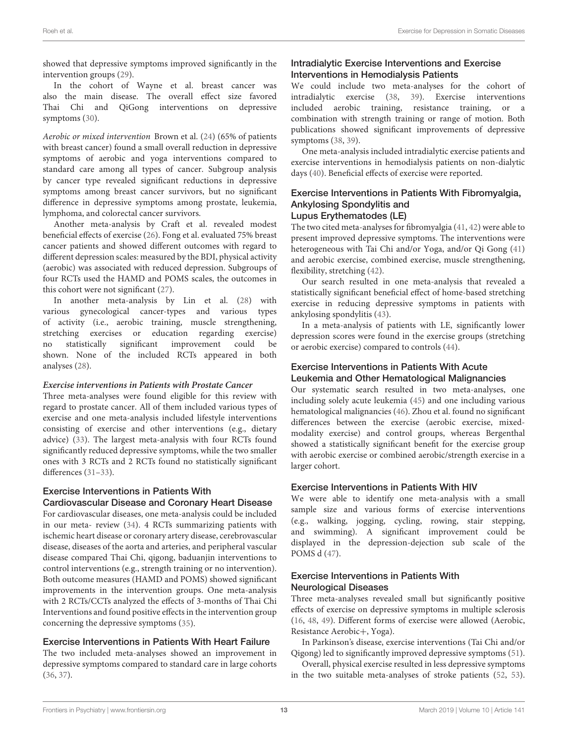showed that depressive symptoms improved significantly in the intervention groups (29).

In the cohort of Wayne et al. breast cancer was also the main disease. The overall effect size favored Thai Chi and QiGong interventions on depressive symptoms (30).

*Aerobic or mixed intervention* Brown et al. (24) (65% of patients with breast cancer) found a small overall reduction in depressive symptoms of aerobic and yoga interventions compared to standard care among all types of cancer. Subgroup analysis by cancer type revealed significant reductions in depressive symptoms among breast cancer survivors, but no significant difference in depressive symptoms among prostate, leukemia, lymphoma, and colorectal cancer survivors.

Another meta-analysis by Craft et al. revealed modest beneficial effects of exercise (26). Fong et al. evaluated 75% breast cancer patients and showed different outcomes with regard to different depression scales: measured by the BDI, physical activity (aerobic) was associated with reduced depression. Subgroups of four RCTs used the HAMD and POMS scales, the outcomes in this cohort were not significant (27).

In another meta-analysis by Lin et al. (28) with various gynecological cancer-types and various types of activity (i.e., aerobic training, muscle strengthening, stretching exercises or education regarding exercise) no statistically significant improvement could be shown. None of the included RCTs appeared in both analyses (28).

***Exercise interventions in Patients with Prostate Cancer***

Three meta-analyses were found eligible for this review with regard to prostate cancer. All of them included various types of exercise and one meta-analysis included lifestyle interventions consisting of exercise and other interventions (e.g., dietary advice) (33). The largest meta-analysis with four RCTs found significantly reduced depressive symptoms, while the two smaller ones with 3 RCTs and 2 RCTs found no statistically significant differences (31–33).

### Exercise Interventions in Patients With Cardiovascular Disease and Coronary Heart Disease

For cardiovascular diseases, one meta-analysis could be included in our meta- review (34). 4 RCTs summarizing patients with ischemic heart disease or coronary artery disease, cerebrovascular disease, diseases of the aorta and arteries, and peripheral vascular disease compared Thai Chi, qigong, baduanjin interventions to control interventions (e.g., strength training or no intervention). Both outcome measures (HAMD and POMS) showed significant improvements in the intervention groups. One meta-analysis with 2 RCTs/CCTs analyzed the effects of 3-months of Thai Chi Interventions and found positive effects in the intervention group concerning the depressive symptoms (35).

### Exercise Interventions in Patients With Heart Failure

The two included meta-analyses showed an improvement in depressive symptoms compared to standard care in large cohorts (36, 37).

### Intradialytic Exercise Interventions and Exercise Interventions in Hemodialysis Patients

We could include two meta-analyses for the cohort of intradialytic exercise (38, 39). Exercise interventions included aerobic training, resistance training, or a combination with strength training or range of motion. Both publications showed significant improvements of depressive symptoms (38, 39).

One meta-analysis included intradialytic exercise patients and exercise interventions in hemodialysis patients on non-dialytic days (40). Beneficial effects of exercise were reported.

### Exercise Interventions in Patients With Fibromyalgia, Ankylosing Spondylitis and Lupus Erythematodes (LE)

The two cited meta-analyses for fibromyalgia (41, 42) were able to present improved depressive symptoms. The interventions were heterogeneous with Tai Chi and/or Yoga, and/or Qi Gong (41) and aerobic exercise, combined exercise, muscle strengthening, flexibility, stretching (42).

Our search resulted in one meta-analysis that revealed a statistically significant beneficial effect of home-based stretching exercise in reducing depressive symptoms in patients with ankylosing spondylitis (43).

In a meta-analysis of patients with LE, significantly lower depression scores were found in the exercise groups (stretching or aerobic exercise) compared to controls (44).

### Exercise Interventions in Patients With Acute Leukemia and Other Hematological Malignancies

Our systematic search resulted in two meta-analyses, one including solely acute leukemia (45) and one including various hematological malignancies (46). Zhou et al. found no significant differences between the exercise (aerobic exercise, mixed-modality exercise) and control groups, whereas Bergenthal showed a statistically significant benefit for the exercise group with aerobic exercise or combined aerobic/strength exercise in a larger cohort.

### Exercise Interventions in Patients With HIV

We were able to identify one meta-analysis with a small sample size and various forms of exercise interventions (e.g., walking, jogging, cycling, rowing, stair stepping, and swimming). A significant improvement could be displayed in the depression-dejection sub scale of the POMS d (47).

### Exercise Interventions in Patients With Neurological Diseases

Three meta-analyses revealed small but significantly positive effects of exercise on depressive symptoms in multiple sclerosis (16, 48, 49). Different forms of exercise were allowed (Aerobic, Resistance Aerobic+, Yoga).

In Parkinson's disease, exercise interventions (Tai Chi and/or Qigong) led to significantly improved depressive symptoms (51).

Overall, physical exercise resulted in less depressive symptoms in the two suitable meta-analyses of stroke patients (52, 53).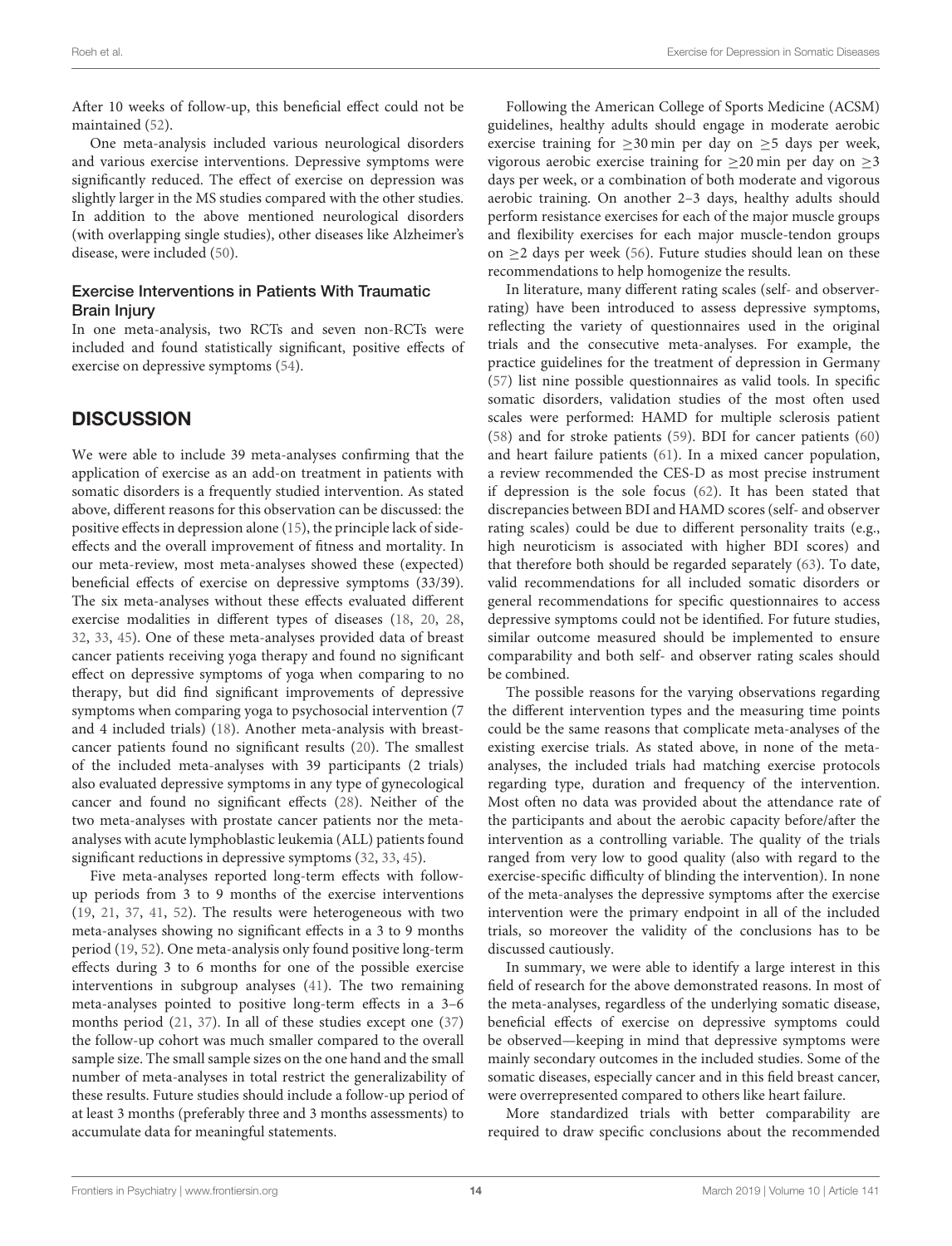After 10 weeks of follow-up, this beneficial effect could not be maintained (52).

One meta-analysis included various neurological disorders and various exercise interventions. Depressive symptoms were significantly reduced. The effect of exercise on depression was slightly larger in the MS studies compared with the other studies. In addition to the above mentioned neurological disorders (with overlapping single studies), other diseases like Alzheimer's disease, were included (50).

### Exercise Interventions in Patients With Traumatic Brain Injury

In one meta-analysis, two RCTs and seven non-RCTs were included and found statistically significant, positive effects of exercise on depressive symptoms (54).

## DISCUSSION

We were able to include 39 meta-analyses confirming that the application of exercise as an add-on treatment in patients with somatic disorders is a frequently studied intervention. As stated above, different reasons for this observation can be discussed: the positive effects in depression alone (15), the principle lack of side-effects and the overall improvement of fitness and mortality. In our meta-review, most meta-analyses showed these (expected) beneficial effects of exercise on depressive symptoms (33/39). The six meta-analyses without these effects evaluated different exercise modalities in different types of diseases (18, 20, 28, 32, 33, 45). One of these meta-analyses provided data of breast cancer patients receiving yoga therapy and found no significant effect on depressive symptoms of yoga when comparing to no therapy, but did find significant improvements of depressive symptoms when comparing yoga to psychosocial intervention (7 and 4 included trials) (18). Another meta-analysis with breast-cancer patients found no significant results (20). The smallest of the included meta-analyses with 39 participants (2 trials) also evaluated depressive symptoms in any type of gynecological cancer and found no significant effects (28). Neither of the two meta-analyses with prostate cancer patients nor the meta-analyses with acute lymphoblastic leukemia (ALL) patients found significant reductions in depressive symptoms (32, 33, 45).

Five meta-analyses reported long-term effects with follow-up periods from 3 to 9 months of the exercise interventions (19, 21, 37, 41, 52). The results were heterogeneous with two meta-analyses showing no significant effects in a 3 to 9 months period (19, 52). One meta-analysis only found positive long-term effects during 3 to 6 months for one of the possible exercise interventions in subgroup analyses (41). The two remaining meta-analyses pointed to positive long-term effects in a 3–6 months period (21, 37). In all of these studies except one (37) the follow-up cohort was much smaller compared to the overall sample size. The small sample sizes on the one hand and the small number of meta-analyses in total restrict the generalizability of these results. Future studies should include a follow-up period of at least 3 months (preferably three and 3 months assessments) to accumulate data for meaningful statements.

Following the American College of Sports Medicine (ACSM) guidelines, healthy adults should engage in moderate aerobic exercise training for ≥30 min per day on ≥5 days per week, vigorous aerobic exercise training for ≥20 min per day on ≥3 days per week, or a combination of both moderate and vigorous aerobic training. On another 2–3 days, healthy adults should perform resistance exercises for each of the major muscle groups and flexibility exercises for each major muscle-tendon groups on ≥2 days per week (56). Future studies should lean on these recommendations to help homogenize the results.

In literature, many different rating scales (self- and observer-rating) have been introduced to assess depressive symptoms, reflecting the variety of questionnaires used in the original trials and the consecutive meta-analyses. For example, the practice guidelines for the treatment of depression in Germany (57) list nine possible questionnaires as valid tools. In specific somatic disorders, validation studies of the most often used scales were performed: HAMD for multiple sclerosis patient (58) and for stroke patients (59). BDI for cancer patients (60) and heart failure patients (61). In a mixed cancer population, a review recommended the CES-D as most precise instrument if depression is the sole focus (62). It has been stated that discrepancies between BDI and HAMD scores (self- and observer rating scales) could be due to different personality traits (e.g., high neuroticism is associated with higher BDI scores) and that therefore both should be regarded separately (63). To date, valid recommendations for all included somatic disorders or general recommendations for specific questionnaires to access depressive symptoms could not be identified. For future studies, similar outcome measured should be implemented to ensure comparability and both self- and observer rating scales should be combined.

The possible reasons for the varying observations regarding the different intervention types and the measuring time points could be the same reasons that complicate meta-analyses of the existing exercise trials. As stated above, in none of the meta-analyses, the included trials had matching exercise protocols regarding type, duration and frequency of the intervention. Most often no data was provided about the attendance rate of the participants and about the aerobic capacity before/after the intervention as a controlling variable. The quality of the trials ranged from very low to good quality (also with regard to the exercise-specific difficulty of blinding the intervention). In none of the meta-analyses the depressive symptoms after the exercise intervention were the primary endpoint in all of the included trials, so moreover the validity of the conclusions has to be discussed cautiously.

In summary, we were able to identify a large interest in this field of research for the above demonstrated reasons. In most of the meta-analyses, regardless of the underlying somatic disease, beneficial effects of exercise on depressive symptoms could be observed—keeping in mind that depressive symptoms were mainly secondary outcomes in the included studies. Some of the somatic diseases, especially cancer and in this field breast cancer, were overrepresented compared to others like heart failure.

More standardized trials with better comparability are required to draw specific conclusions about the recommended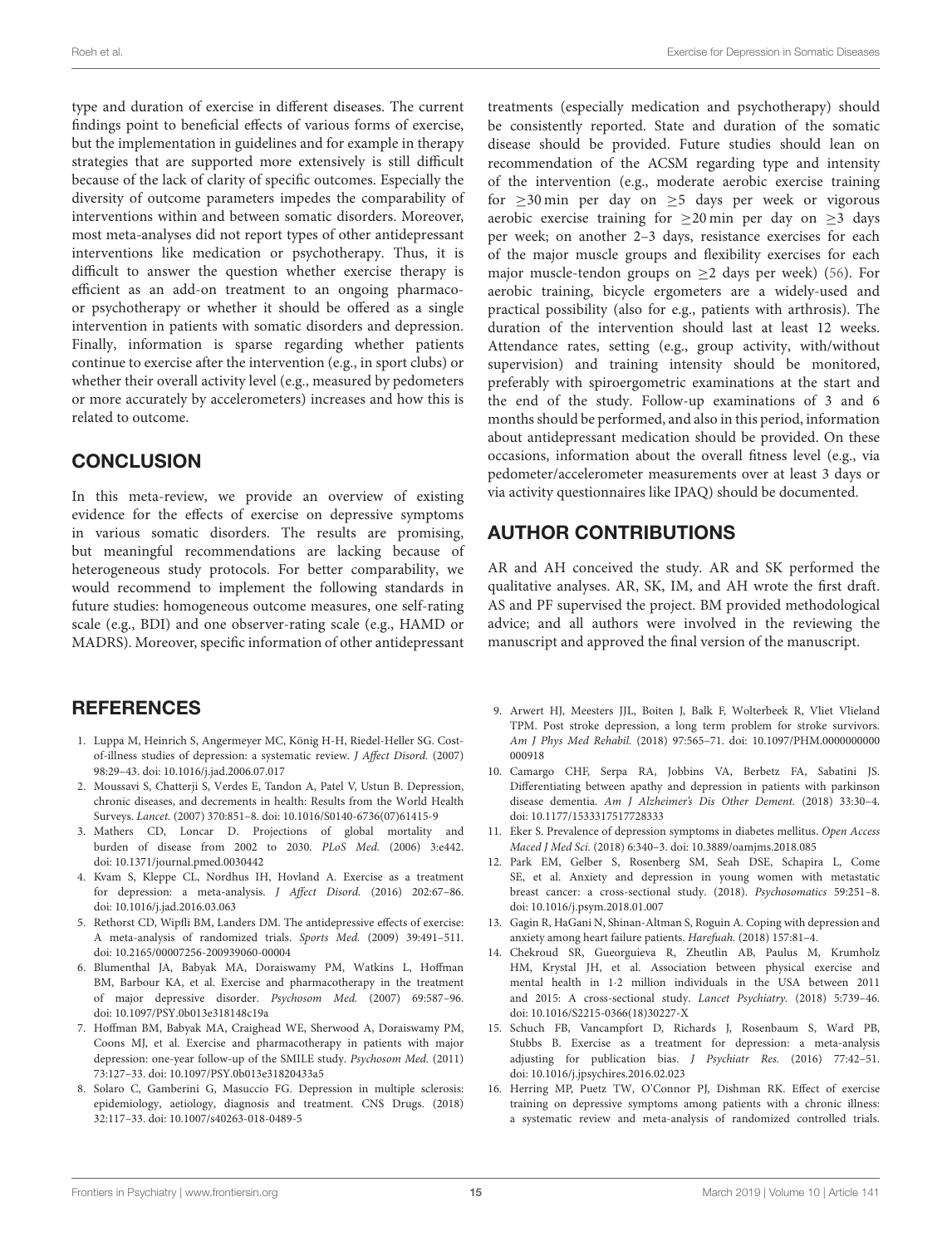type and duration of exercise in different diseases. The current findings point to beneficial effects of various forms of exercise, but the implementation in guidelines and for example in therapy strategies that are supported more extensively is still difficult because of the lack of clarity of specific outcomes. Especially the diversity of outcome parameters impedes the comparability of interventions within and between somatic disorders. Moreover, most meta-analyses did not report types of other antidepressant interventions like medication or psychotherapy. Thus, it is difficult to answer the question whether exercise therapy is efficient as an add-on treatment to an ongoing pharmaco- or psychotherapy or whether it should be offered as a single intervention in patients with somatic disorders and depression. Finally, information is sparse regarding whether patients continue to exercise after the intervention (e.g., in sport clubs) or whether their overall activity level (e.g., measured by pedometers or more accurately by accelerometers) increases and how this is related to outcome.

## CONCLUSION

In this meta-review, we provide an overview of existing evidence for the effects of exercise on depressive symptoms in various somatic disorders. The results are promising, but meaningful recommendations are lacking because of heterogeneous study protocols. For better comparability, we would recommend to implement the following standards in future studies: homogeneous outcome measures, one self-rating scale (e.g., BDI) and one observer-rating scale (e.g., HAMD or MADRS). Moreover, specific information of other antidepressant treatments (especially medication and psychotherapy) should be consistently reported. State and duration of the somatic disease should be provided. Future studies should lean on recommendation of the ACSM regarding type and intensity of the intervention (e.g., moderate aerobic exercise training for $\geq$30 min per day on $\geq$5 days per week or vigorous aerobic exercise training for $\geq$20 min per day on $\geq$3 days per week; on another 2–3 days, resistance exercises for each of the major muscle groups and flexibility exercises for each major muscle-tendon groups on $\geq$2 days per week) (56). For aerobic training, bicycle ergometers are a widely-used and practical possibility (also for e.g., patients with arthrosis). The duration of the intervention should last at least 12 weeks. Attendance rates, setting (e.g., group activity, with/without supervision) and training intensity should be monitored, preferably with spiroergometric examinations at the start and the end of the study. Follow-up examinations of 3 and 6 months should be performed, and also in this period, information about antidepressant medication should be provided. On these occasions, information about the overall fitness level (e.g., via pedometer/accelerometer measurements over at least 3 days or via activity questionnaires like IPAQ) should be documented.

## AUTHOR CONTRIBUTIONS

AR and AH conceived the study. AR and SK performed the qualitative analyses. AR, SK, IM, and AH wrote the first draft. AS and PF supervised the project. BM provided methodological advice; and all authors were involved in the reviewing the manuscript and approved the final version of the manuscript.

## REFERENCES

1. Luppa M, Heinrich S, Angermeyer MC, König H-H, Riedel-Heller SG. Cost-of-illness studies of depression: a systematic review. *J Affect Disord.* (2007) 98:29–43. doi: 10.1016/j.jad.2006.07.017
2. Moussavi S, Chatterji S, Verdes E, Tandon A, Patel V, Ustun B. Depression, chronic diseases, and decrements in health: Results from the World Health Surveys. *Lancet.* (2007) 370:851–8. doi: 10.1016/S0140-6736(07)61415-9
3. Mathers CD, Loncar D. Projections of global mortality and burden of disease from 2002 to 2030. *PLoS Med.* (2006) 3:e442. doi: 10.1371/journal.pmed.0030442
4. Kvam S, Kleppe CL, Nordhus IH, Hovland A. Exercise as a treatment for depression: a meta-analysis. *J Affect Disord.* (2016) 202:67–86. doi: 10.1016/j.jad.2016.03.063
5. Rethorst CD, Wipfli BM, Landers DM. The antidepressive effects of exercise: A meta-analysis of randomized trials. *Sports Med.* (2009) 39:491–511. doi: 10.2165/00007256-200939060-00004
6. Blumenthal JA, Babyak MA, Doraiswamy PM, Watkins L, Hoffman BM, Barbour KA, et al. Exercise and pharmacotherapy in the treatment of major depressive disorder. *Psychosom Med.* (2007) 69:587–96. doi: 10.1097/PSY.0b013e318148c19a
7. Hoffman BM, Babyak MA, Craighead WE, Sherwood A, Doraiswamy PM, Coons MJ, et al. Exercise and pharmacotherapy in patients with major depression: one-year follow-up of the SMILE study. *Psychosom Med.* (2011) 73:127–33. doi: 10.1097/PSY.0b013e31820433a5
8. Solaro C, Gamberini G, Masuccio FG. Depression in multiple sclerosis: epidemiology, aetiology, diagnosis and treatment. CNS Drugs. (2018) 32:117–33. doi: 10.1007/s40263-018-0489-5
9. Arwert HJ, Meesters JJL, Boiten J, Balk F, Wolterbeek R, Vliet Vlieland TPM. Post stroke depression, a long term problem for stroke survivors. *Am J Phys Med Rehabil.* (2018) 97:565–71. doi: 10.1097/PHM.0000000000000918
10. Camargo CHF, Serpa RA, Jobbins VA, Berbetz FA, Sabatini JS. Differentiating between apathy and depression in patients with parkinson disease dementia. *Am J Alzheimer's Dis Other Dement.* (2018) 33:30–4. doi: 10.1177/1533317517728333
11. Eker S. Prevalence of depression symptoms in diabetes mellitus. *Open Access Maced J Med Sci.* (2018) 6:340–3. doi: 10.3889/oamjms.2018.085
12. Park EM, Gelber S, Rosenberg SM, Seah DSE, Schapira L, Come SE, et al. Anxiety and depression in young women with metastatic breast cancer: a cross-sectional study. (2018). *Psychosomatics* 59:251–8. doi: 10.1016/j.psym.2018.01.007
13. Gagin R, HaGani N, Shinan-Altman S, Roguin A. Coping with depression and anxiety among heart failure patients. *Harefuah.* (2018) 157:81–4.
14. Chekroud SR, Gueorguieva R, Zheutlin AB, Paulus M, Krumholz HM, Krystal JH, et al. Association between physical exercise and mental health in 1·2 million individuals in the USA between 2011 and 2015: A cross-sectional study. *Lancet Psychiatry.* (2018) 5:739–46. doi: 10.1016/S2215-0366(18)30227-X
15. Schuch FB, Vancampfort D, Richards J, Rosenbaum S, Ward PB, Stubbs B. Exercise as a treatment for depression: a meta-analysis adjusting for publication bias. *J Psychiatr Res.* (2016) 77:42–51. doi: 10.1016/j.jpsychires.2016.02.023
16. Herring MP, Puetz TW, O'Connor PJ, Dishman RK. Effect of exercise training on depressive symptoms among patients with a chronic illness: a systematic review and meta-analysis of randomized controlled trials.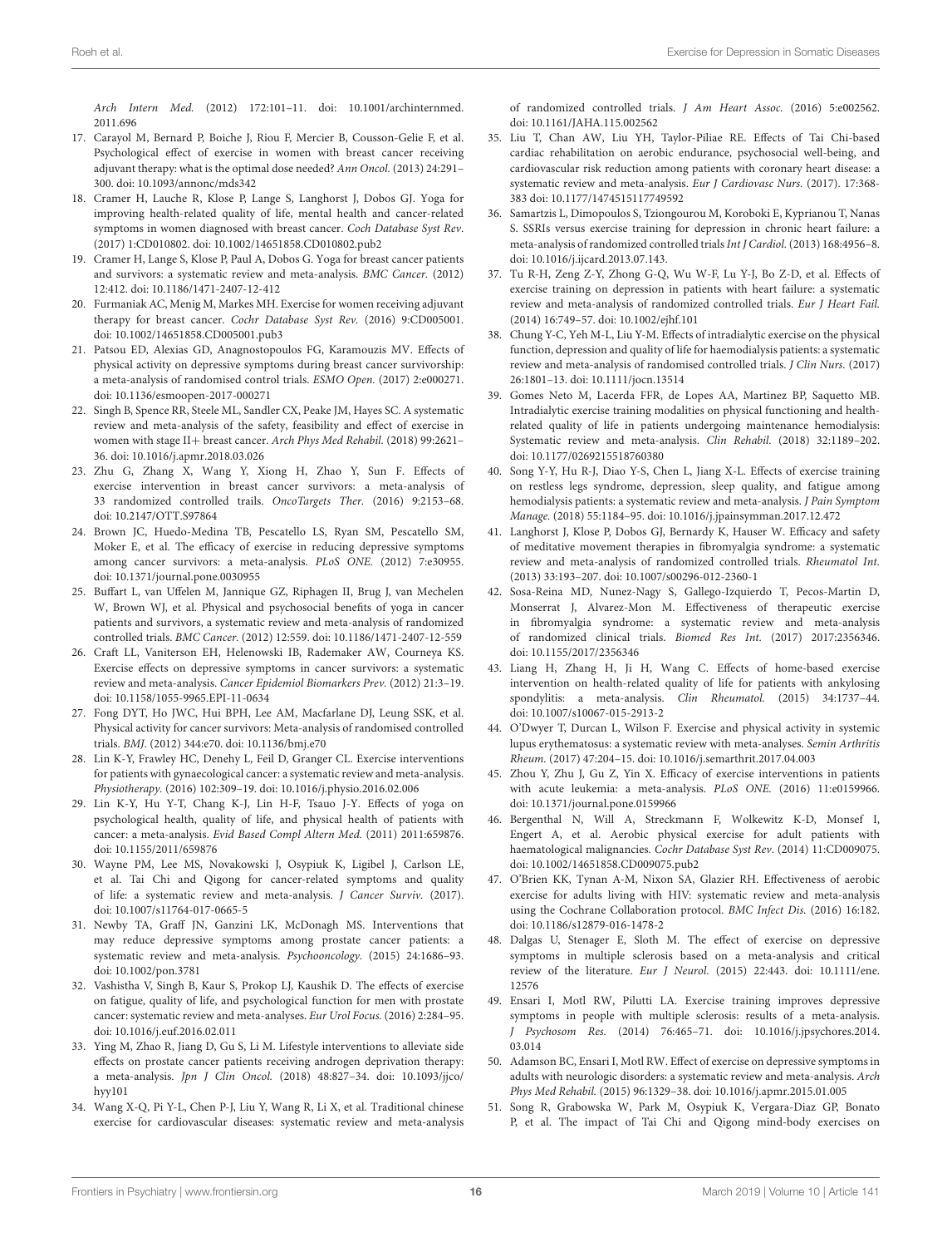*Arch Intern Med.* (2012) 172:101–11. doi: 10.1001/archinternmed.2011.696

17. Carayol M, Bernard P, Boiche J, Riou F, Mercier B, Cousson-Gelie F, et al. Psychological effect of exercise in women with breast cancer receiving adjuvant therapy: what is the optimal dose needed? *Ann Oncol.* (2013) 24:291–300. doi: 10.1093/annonc/mds342
18. Cramer H, Lauche R, Klose P, Lange S, Langhorst J, Dobos GJ. Yoga for improving health-related quality of life, mental health and cancer-related symptoms in women diagnosed with breast cancer. *Coch Database Syst Rev.* (2017) 1:CD010802. doi: 10.1002/14651858.CD010802.pub2
19. Cramer H, Lange S, Klose P, Paul A, Dobos G. Yoga for breast cancer patients and survivors: a systematic review and meta-analysis. *BMC Cancer.* (2012) 12:412. doi: 10.1186/1471-2407-12-412
20. Furmaniak AC, Menig M, Markes MH. Exercise for women receiving adjuvant therapy for breast cancer. *Cochr Database Syst Rev.* (2016) 9:CD005001. doi: 10.1002/14651858.CD005001.pub3
21. Patsou ED, Alexias GD, Anagnostopoulos FG, Karamouzis MV. Effects of physical activity on depressive symptoms during breast cancer survivorship: a meta-analysis of randomised control trials. *ESMO Open.* (2017) 2:e000271. doi: 10.1136/esmoopen-2017-000271
22. Singh B, Spence RR, Steele ML, Sandler CX, Peake JM, Hayes SC. A systematic review and meta-analysis of the safety, feasibility and effect of exercise in women with stage II+ breast cancer. *Arch Phys Med Rehabil.* (2018) 99:2621–36. doi: 10.1016/j.apmr.2018.03.026
23. Zhu G, Zhang X, Wang Y, Xiong H, Zhao Y, Sun F. Effects of exercise intervention in breast cancer survivors: a meta-analysis of 33 randomized controlled trails. *OncoTargets Ther.* (2016) 9:2153–68. doi: 10.2147/OTT.S97864
24. Brown JC, Huedo-Medina TB, Pescatello LS, Ryan SM, Pescatello SM, Moker E, et al. The efficacy of exercise in reducing depressive symptoms among cancer survivors: a meta-analysis. *PLoS ONE.* (2012) 7:e30955. doi: 10.1371/journal.pone.0030955
25. Buffart L, van Uffelen M, Jannique GZ, Riphagen II, Brug J, van Mechelen W, Brown WJ, et al. Physical and psychosocial benefits of yoga in cancer patients and survivors, a systematic review and meta-analysis of randomized controlled trials. *BMC Cancer.* (2012) 12:559. doi: 10.1186/1471-2407-12-559
26. Craft LL, Vaniterson EH, Helenowski IB, Rademaker AW, Courneya KS. Exercise effects on depressive symptoms in cancer survivors: a systematic review and meta-analysis. *Cancer Epidemiol Biomarkers Prev.* (2012) 21:3–19. doi: 10.1158/1055-9965.EPI-11-0634
27. Fong DYT, Ho JWC, Hui BPH, Lee AM, Macfarlane DJ, Leung SSK, et al. Physical activity for cancer survivors: Meta-analysis of randomised controlled trials. *BMJ.* (2012) 344:e70. doi: 10.1136/bmj.e70
28. Lin K-Y, Frawley HC, Denehy L, Feil D, Granger CL. Exercise interventions for patients with gynaecological cancer: a systematic review and meta-analysis. *Physiotherapy.* (2016) 102:309–19. doi: 10.1016/j.physio.2016.02.006
29. Lin K-Y, Hu Y-T, Chang K-J, Lin H-F, Tsauo J-Y. Effects of yoga on psychological health, quality of life, and physical health of patients with cancer: a meta-analysis. *Evid Based Compl Altern Med.* (2011) 2011:659876. doi: 10.1155/2011/659876
30. Wayne PM, Lee MS, Novakowski J, Osypiuk K, Ligibel J, Carlson LE, et al. Tai Chi and Qigong for cancer-related symptoms and quality of life: a systematic review and meta-analysis. *J Cancer Surviv.* (2017). doi: 10.1007/s11764-017-0665-5
31. Newby TA, Graff JN, Ganzini LK, McDonagh MS. Interventions that may reduce depressive symptoms among prostate cancer patients: a systematic review and meta-analysis. *Psychooncology.* (2015) 24:1686–93. doi: 10.1002/pon.3781
32. Vashistha V, Singh B, Kaur S, Prokop LJ, Kaushik D. The effects of exercise on fatigue, quality of life, and psychological function for men with prostate cancer: systematic review and meta-analyses. *Eur Urol Focus.* (2016) 2:284–95. doi: 10.1016/j.euf.2016.02.011
33. Ying M, Zhao R, Jiang D, Gu S, Li M. Lifestyle interventions to alleviate side effects on prostate cancer patients receiving androgen deprivation therapy: a meta-analysis. *Jpn J Clin Oncol.* (2018) 48:827–34. doi: 10.1093/jjco/hyy101
34. Wang X-Q, Pi Y-L, Chen P-J, Liu Y, Wang R, Li X, et al. Traditional chinese exercise for cardiovascular diseases: systematic review and meta-analysis of randomized controlled trials. *J Am Heart Assoc.* (2016) 5:e002562. doi: 10.1161/JAHA.115.002562
35. Liu T, Chan AW, Liu YH, Taylor-Piliae RE. Effects of Tai Chi-based cardiac rehabilitation on aerobic endurance, psychosocial well-being, and cardiovascular risk reduction among patients with coronary heart disease: a systematic review and meta-analysis. *Eur J Cardiovasc Nurs.* (2017). 17:368-383 doi: 10.1177/1474515117749592
36. Samartzis L, Dimopoulos S, Tziongourou M, Koroboki E, Kyprianou T, Nanas S. SSRIs versus exercise training for depression in chronic heart failure: a meta-analysis of randomized controlled trials *Int J Cardiol.* (2013) 168:4956–8. doi: 10.1016/j.ijcard.2013.07.143.
37. Tu R-H, Zeng Z-Y, Zhong G-Q, Wu W-F, Lu Y-J, Bo Z-D, et al. Effects of exercise training on depression in patients with heart failure: a systematic review and meta-analysis of randomized controlled trials. *Eur J Heart Fail.* (2014) 16:749–57. doi: 10.1002/ejhf.101
38. Chung Y-C, Yeh M-L, Liu Y-M. Effects of intradialytic exercise on the physical function, depression and quality of life for haemodialysis patients: a systematic review and meta-analysis of randomised controlled trials. *J Clin Nurs.* (2017) 26:1801–13. doi: 10.1111/jocn.13514
39. Gomes Neto M, Lacerda FFR, de Lopes AA, Martinez BP, Saquetto MB. Intradialytic exercise training modalities on physical functioning and health-related quality of life in patients undergoing maintenance hemodialysis: Systematic review and meta-analysis. *Clin Rehabil.* (2018) 32:1189–202. doi: 10.1177/0269215518760380
40. Song Y-Y, Hu R-J, Diao Y-S, Chen L, Jiang X-L. Effects of exercise training on restless legs syndrome, depression, sleep quality, and fatigue among hemodialysis patients: a systematic review and meta-analysis. *J Pain Symptom Manage.* (2018) 55:1184–95. doi: 10.1016/j.jpainsymman.2017.12.472
41. Langhorst J, Klose P, Dobos GJ, Bernardy K, Hauser W. Efficacy and safety of meditative movement therapies in fibromyalgia syndrome: a systematic review and meta-analysis of randomized controlled trials. *Rheumatol Int.* (2013) 33:193–207. doi: 10.1007/s00296-012-2360-1
42. Sosa-Reina MD, Nunez-Nagy S, Gallego-Izquierdo T, Pecos-Martin D, Monserrat J, Alvarez-Mon M. Effectiveness of therapeutic exercise in fibromyalgia syndrome: a systematic review and meta-analysis of randomized clinical trials. *Biomed Res Int.* (2017) 2017:2356346. doi: 10.1155/2017/2356346
43. Liang H, Zhang H, Ji H, Wang C. Effects of home-based exercise intervention on health-related quality of life for patients with ankylosing spondylitis: a meta-analysis. *Clin Rheumatol.* (2015) 34:1737–44. doi: 10.1007/s10067-015-2913-2
44. O'Dwyer T, Durcan L, Wilson F. Exercise and physical activity in systemic lupus erythematosus: a systematic review with meta-analyses. *Semin Arthritis Rheum.* (2017) 47:204–15. doi: 10.1016/j.semarthrit.2017.04.003
45. Zhou Y, Zhu J, Gu Z, Yin X. Efficacy of exercise interventions in patients with acute leukemia: a meta-analysis. *PLoS ONE.* (2016) 11:e0159966. doi: 10.1371/journal.pone.0159966
46. Bergenthal N, Will A, Streckmann F, Wolkewitz K-D, Monsef I, Engert A, et al. Aerobic physical exercise for adult patients with haematological malignancies. *Cochr Database Syst Rev.* (2014) 11:CD009075. doi: 10.1002/14651858.CD009075.pub2
47. O'Brien KK, Tynan A-M, Nixon SA, Glazier RH. Effectiveness of aerobic exercise for adults living with HIV: systematic review and meta-analysis using the Cochrane Collaboration protocol. *BMC Infect Dis.* (2016) 16:182. doi: 10.1186/s12879-016-1478-2
48. Dalgas U, Stenager E, Sloth M. The effect of exercise on depressive symptoms in multiple sclerosis based on a meta-analysis and critical review of the literature. *Eur J Neurol.* (2015) 22:443. doi: 10.1111/ene.12576
49. Ensari I, Motl RW, Pilutti LA. Exercise training improves depressive symptoms in people with multiple sclerosis: results of a meta-analysis. *J Psychosom Res.* (2014) 76:465–71. doi: 10.1016/j.jpsychores.2014.03.014
50. Adamson BC, Ensari I, Motl RW. Effect of exercise on depressive symptoms in adults with neurologic disorders: a systematic review and meta-analysis. *Arch Phys Med Rehabil.* (2015) 96:1329–38. doi: 10.1016/j.apmr.2015.01.005
51. Song R, Grabowska W, Park M, Osypiuk K, Vergara-Diaz GP, Bonato P, et al. The impact of Tai Chi and Qigong mind-body exercises on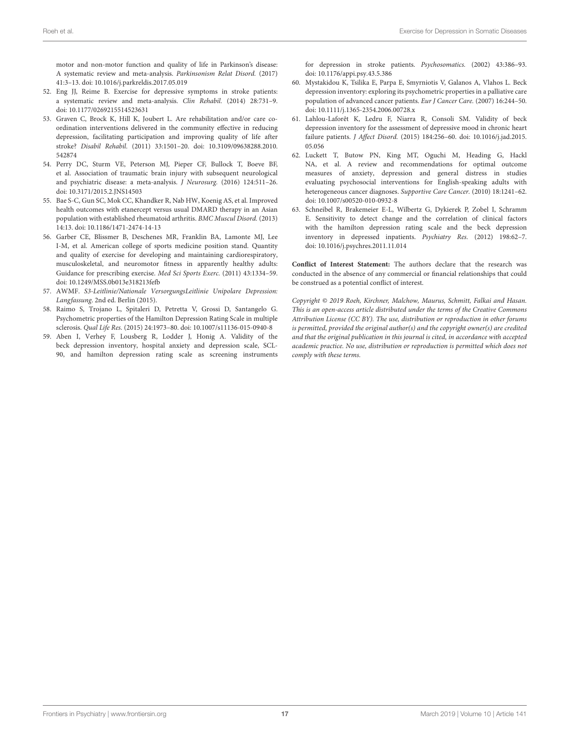motor and non-motor function and quality of life in Parkinson's disease: A systematic review and meta-analysis. *Parkinsonism Relat Disord.* (2017) 41:3–13. doi: 10.1016/j.parkreldis.2017.05.019

52. Eng JJ, Reime B. Exercise for depressive symptoms in stroke patients: a systematic review and meta-analysis. *Clin Rehabil.* (2014) 28:731–9. doi: 10.1177/0269215514523631
53. Graven C, Brock K, Hill K, Joubert L. Are rehabilitation and/or care co-ordination interventions delivered in the community effective in reducing depression, facilitating participation and improving quality of life after stroke? *Disabil Rehabil.* (2011) 33:1501–20. doi: 10.3109/09638288.2010.542874
54. Perry DC, Sturm VE, Peterson MJ, Pieper CF, Bullock T, Boeve BF, et al. Association of traumatic brain injury with subsequent neurological and psychiatric disease: a meta-analysis. *J Neurosurg.* (2016) 124:511–26. doi: 10.3171/2015.2.JNS14503
55. Bae S-C, Gun SC, Mok CC, Khandker R, Nab HW, Koenig AS, et al. Improved health outcomes with etanercept versus usual DMARD therapy in an Asian population with established rheumatoid arthritis. *BMC Muscul Disord.* (2013) 14:13. doi: 10.1186/1471-2474-14-13
56. Garber CE, Blissmer B, Deschenes MR, Franklin BA, Lamonte MJ, Lee I-M, et al. American college of sports medicine position stand. Quantity and quality of exercise for developing and maintaining cardiorespiratory, musculoskeletal, and neuromotor fitness in apparently healthy adults: Guidance for prescribing exercise. *Med Sci Sports Exerc.* (2011) 43:1334–59. doi: 10.1249/MSS.0b013e318213fefb
57. AWMF. *S3-Leitlinie/Nationale VersorgungsLeitlinie Unipolare Depression: Langfassung*. 2nd ed. Berlin (2015).
58. Raimo S, Trojano L, Spitaleri D, Petretta V, Grossi D, Santangelo G. Psychometric properties of the Hamilton Depression Rating Scale in multiple sclerosis. *Qual Life Res.* (2015) 24:1973–80. doi: 10.1007/s11136-015-0940-8
59. Aben I, Verhey F, Lousberg R, Lodder J, Honig A. Validity of the beck depression inventory, hospital anxiety and depression scale, SCL-90, and hamilton depression rating scale as screening instruments for depression in stroke patients. *Psychosomatics.* (2002) 43:386–93. doi: 10.1176/appi.psy.43.5.386
60. Mystakidou K, Tsilika E, Parpa E, Smyrniotis V, Galanos A, Vlahos L. Beck depression inventory: exploring its psychometric properties in a palliative care population of advanced cancer patients. *Eur J Cancer Care.* (2007) 16:244–50. doi: 10.1111/j.1365-2354.2006.00728.x
61. Lahlou-Laforêt K, Ledru F, Niarra R, Consoli SM. Validity of beck depression inventory for the assessment of depressive mood in chronic heart failure patients. *J Affect Disord.* (2015) 184:256–60. doi: 10.1016/j.jad.2015.05.056
62. Luckett T, Butow PN, King MT, Oguchi M, Heading G, Hackl NA, et al. A review and recommendations for optimal outcome measures of anxiety, depression and general distress in studies evaluating psychosocial interventions for English-speaking adults with heterogeneous cancer diagnoses. *Supportive Care Cancer.* (2010) 18:1241–62. doi: 10.1007/s00520-010-0932-8
63. Schneibel R, Brakemeier E-L, Wilbertz G, Dykierek P, Zobel I, Schramm E. Sensitivity to detect change and the correlation of clinical factors with the hamilton depression rating scale and the beck depression inventory in depressed inpatients. *Psychiatry Res.* (2012) 198:62–7. doi: 10.1016/j.psychres.2011.11.014

**Conflict of Interest Statement:** The authors declare that the research was conducted in the absence of any commercial or financial relationships that could be construed as a potential conflict of interest.

*Copyright © 2019 Roeh, Kirchner, Malchow, Maurus, Schmitt, Falkai and Hasan. This is an open-access article distributed under the terms of the Creative Commons Attribution License (CC BY). The use, distribution or reproduction in other forums is permitted, provided the original author(s) and the copyright owner(s) are credited and that the original publication in this journal is cited, in accordance with accepted academic practice. No use, distribution or reproduction is permitted which does not comply with these terms.*